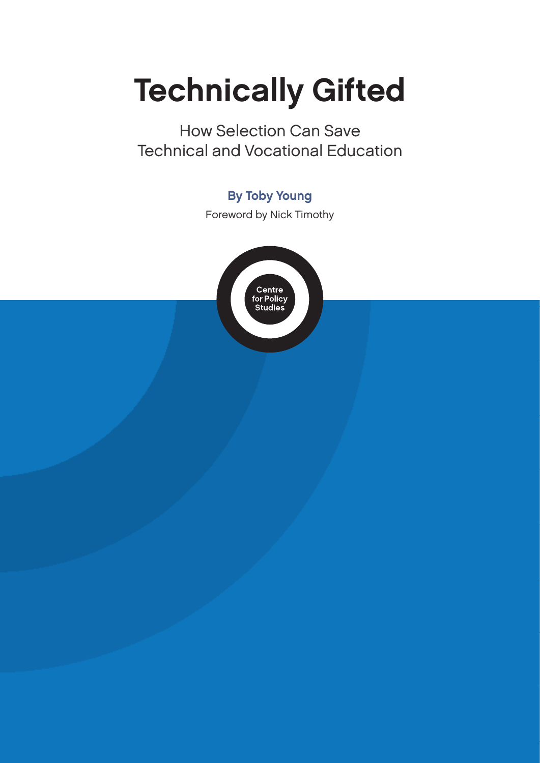# Technically Gifted

## How Selection Can Save Technical and Vocational Education

**By Toby Young**

Foreword by Nick Timothy

Centre for Policy Studies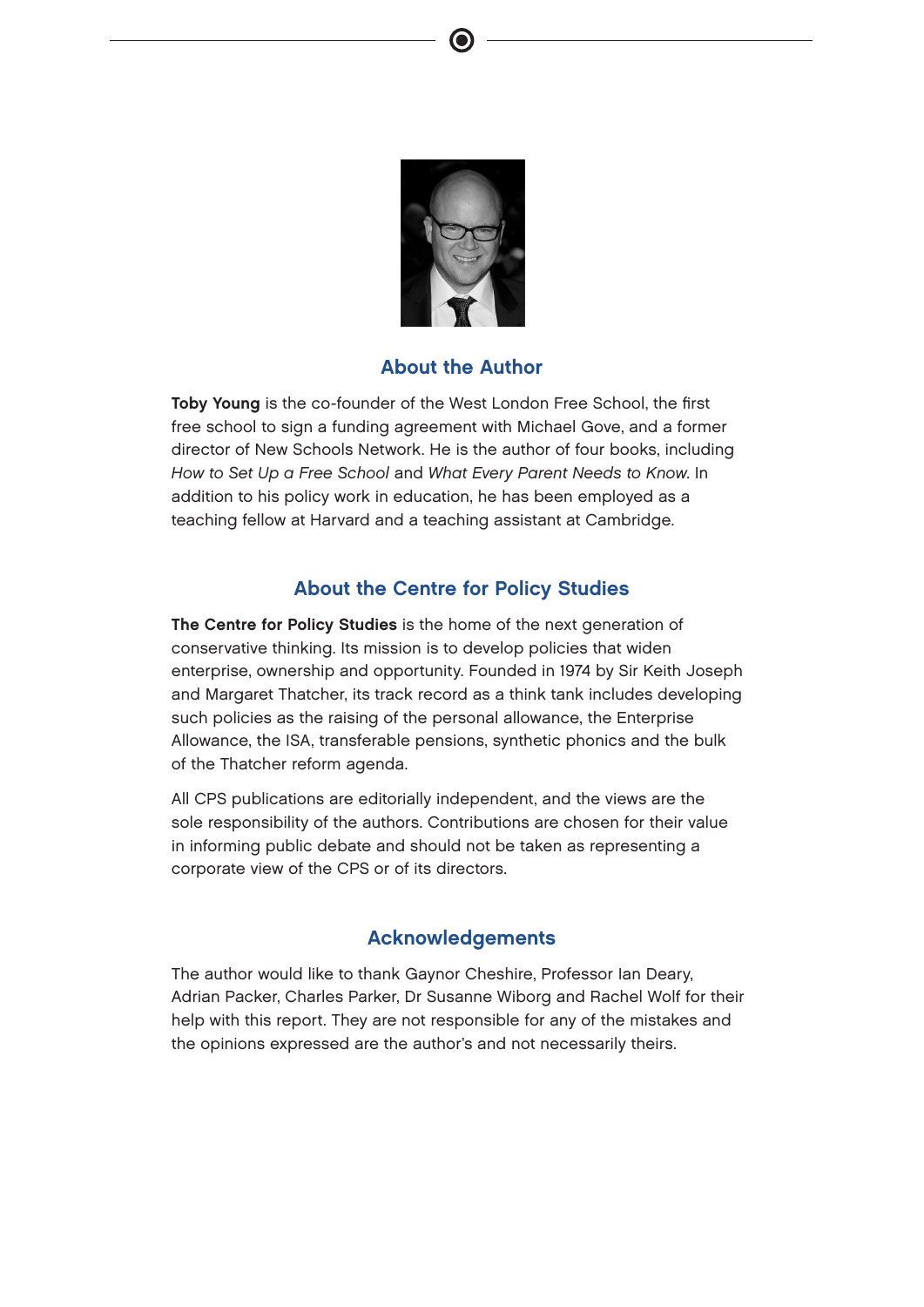## About the Author

**Toby Young** is the co-founder of the West London Free School, the first free school to sign a funding agreement with Michael Gove, and a former director of New Schools Network. He is the author of four books, including *How to Set Up a Free School* and *What Every Parent Needs to Know*. In addition to his policy work in education, he has been employed as a teaching fellow at Harvard and a teaching assistant at Cambridge.

## About the Centre for Policy Studies

**The Centre for Policy Studies** is the home of the next generation of conservative thinking. Its mission is to develop policies that widen enterprise, ownership and opportunity. Founded in 1974 by Sir Keith Joseph and Margaret Thatcher, its track record as a think tank includes developing such policies as the raising of the personal allowance, the Enterprise Allowance, the ISA, transferable pensions, synthetic phonics and the bulk of the Thatcher reform agenda.

All CPS publications are editorially independent, and the views are the sole responsibility of the authors. Contributions are chosen for their value in informing public debate and should not be taken as representing a corporate view of the CPS or of its directors.

## Acknowledgements

The author would like to thank Gaynor Cheshire, Professor Ian Deary, Adrian Packer, Charles Parker, Dr Susanne Wiborg and Rachel Wolf for their help with this report. They are not responsible for any of the mistakes and the opinions expressed are the author's and not necessarily theirs.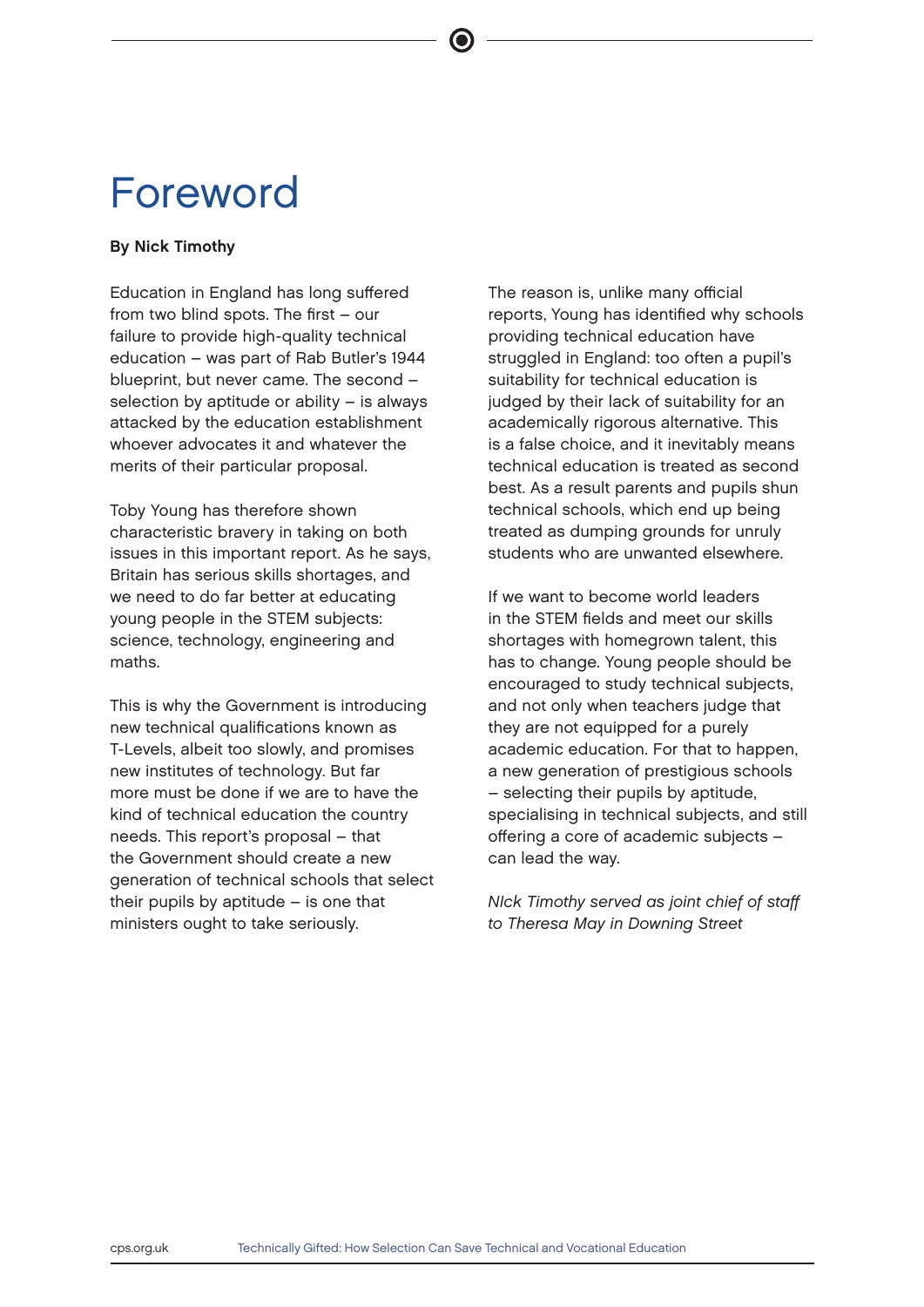# Foreword

**By Nick Timothy**

Education in England has long suffered from two blind spots. The first – our failure to provide high-quality technical education – was part of Rab Butler's 1944 blueprint, but never came. The second – selection by aptitude or ability – is always attacked by the education establishment whoever advocates it and whatever the merits of their particular proposal.

Toby Young has therefore shown characteristic bravery in taking on both issues in this important report. As he says, Britain has serious skills shortages, and we need to do far better at educating young people in the STEM subjects: science, technology, engineering and maths.

This is why the Government is introducing new technical qualifications known as T-Levels, albeit too slowly, and promises new institutes of technology. But far more must be done if we are to have the kind of technical education the country needs. This report's proposal – that the Government should create a new generation of technical schools that select their pupils by aptitude – is one that ministers ought to take seriously.

The reason is, unlike many official reports, Young has identified why schools providing technical education have struggled in England: too often a pupil's suitability for technical education is judged by their lack of suitability for an academically rigorous alternative. This is a false choice, and it inevitably means technical education is treated as second best. As a result parents and pupils shun technical schools, which end up being treated as dumping grounds for unruly students who are unwanted elsewhere.

If we want to become world leaders in the STEM fields and meet our skills shortages with homegrown talent, this has to change. Young people should be encouraged to study technical subjects, and not only when teachers judge that they are not equipped for a purely academic education. For that to happen, a new generation of prestigious schools – selecting their pupils by aptitude, specialising in technical subjects, and still offering a core of academic subjects – can lead the way.

*NIck Timothy served as joint chief of staff to Theresa May in Downing Street*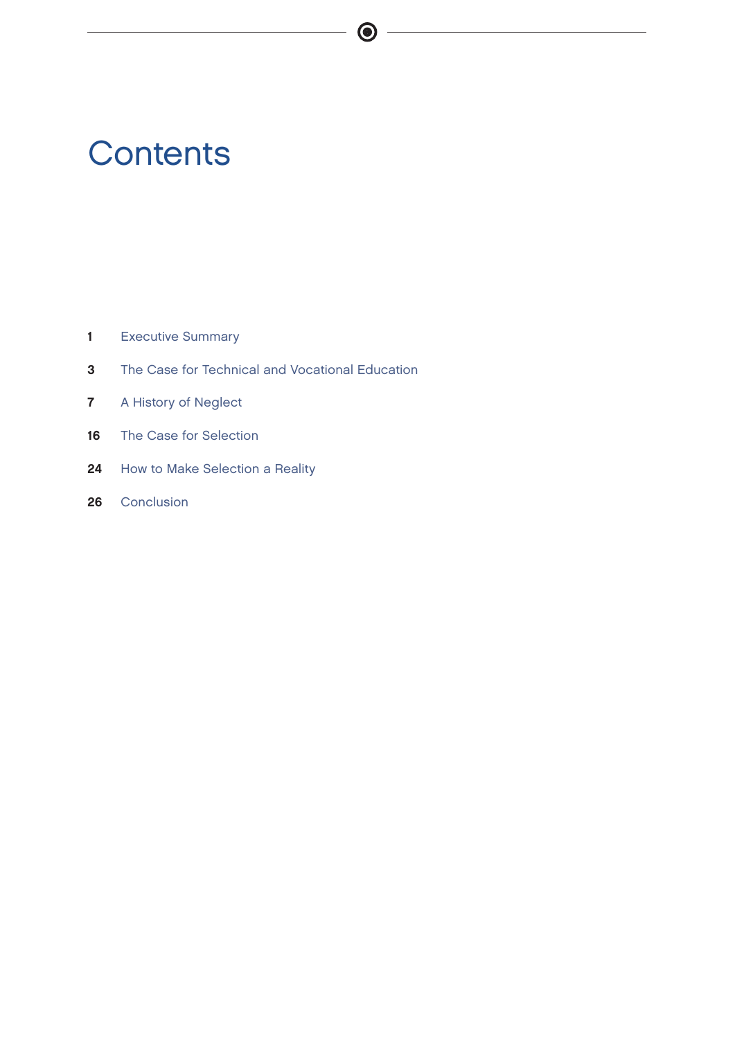# Contents

| | |
|---|---|
| **1** | Executive Summary |
| **3** | The Case for Technical and Vocational Education |
| **7** | A History of Neglect |
| **16** | The Case for Selection |
| **24** | How to Make Selection a Reality |
| **26** | Conclusion |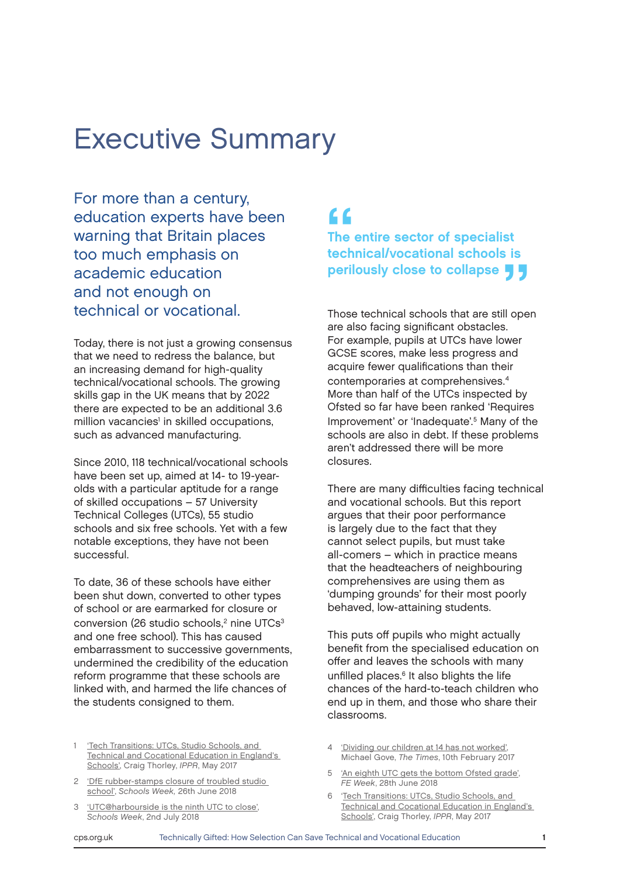# Executive Summary

For more than a century, education experts have been warning that Britain places too much emphasis on academic education and not enough on technical or vocational.

Today, there is not just a growing consensus that we need to redress the balance, but an increasing demand for high-quality technical/vocational schools. The growing skills gap in the UK means that by 2022 there are expected to be an additional 3.6 million vacancies[1] in skilled occupations, such as advanced manufacturing.

Since 2010, 118 technical/vocational schools have been set up, aimed at 14- to 19-year-olds with a particular aptitude for a range of skilled occupations – 57 University Technical Colleges (UTCs), 55 studio schools and six free schools. Yet with a few notable exceptions, they have not been successful.

To date, 36 of these schools have either been shut down, converted to other types of school or are earmarked for closure or conversion (26 studio schools,[2] nine UTCs[3] and one free school). This has caused embarrassment to successive governments, undermined the credibility of the education reform programme that these schools are linked with, and harmed the life chances of the students consigned to them.

> "The entire sector of specialist technical/vocational schools is perilously close to collapse"

Those technical schools that are still open are also facing significant obstacles. For example, pupils at UTCs have lower GCSE scores, make less progress and acquire fewer qualifications than their contemporaries at comprehensives.[4] More than half of the UTCs inspected by Ofsted so far have been ranked 'Requires Improvement' or 'Inadequate'.[5] Many of the schools are also in debt. If these problems aren't addressed there will be more closures.

There are many difficulties facing technical and vocational schools. But this report argues that their poor performance is largely due to the fact that they cannot select pupils, but must take all-comers – which in practice means that the headteachers of neighbouring comprehensives are using them as 'dumping grounds' for their most poorly behaved, low-attaining students.

This puts off pupils who might actually benefit from the specialised education on offer and leaves the schools with many unfilled places.[6] It also blights the life chances of the hard-to-teach children who end up in them, and those who share their classrooms.

1. 'Tech Transitions: UTCs, Studio Schools, and Technical and Cocational Education in England's Schools', Craig Thorley, *IPPR*, May 2017
2. 'DfE rubber-stamps closure of troubled studio school', *Schools Week*, 26th June 2018
3. 'UTC@harbourside is the ninth UTC to close', *Schools Week*, 2nd July 2018
4. 'Dividing our children at 14 has not worked', Michael Gove, *The Times*, 10th February 2017
5. 'An eighth UTC gets the bottom Ofsted grade', *FE Week*, 28th June 2018
6. 'Tech Transitions: UTCs, Studio Schools, and Technical and Cocational Education in England's Schools', Craig Thorley, *IPPR*, May 2017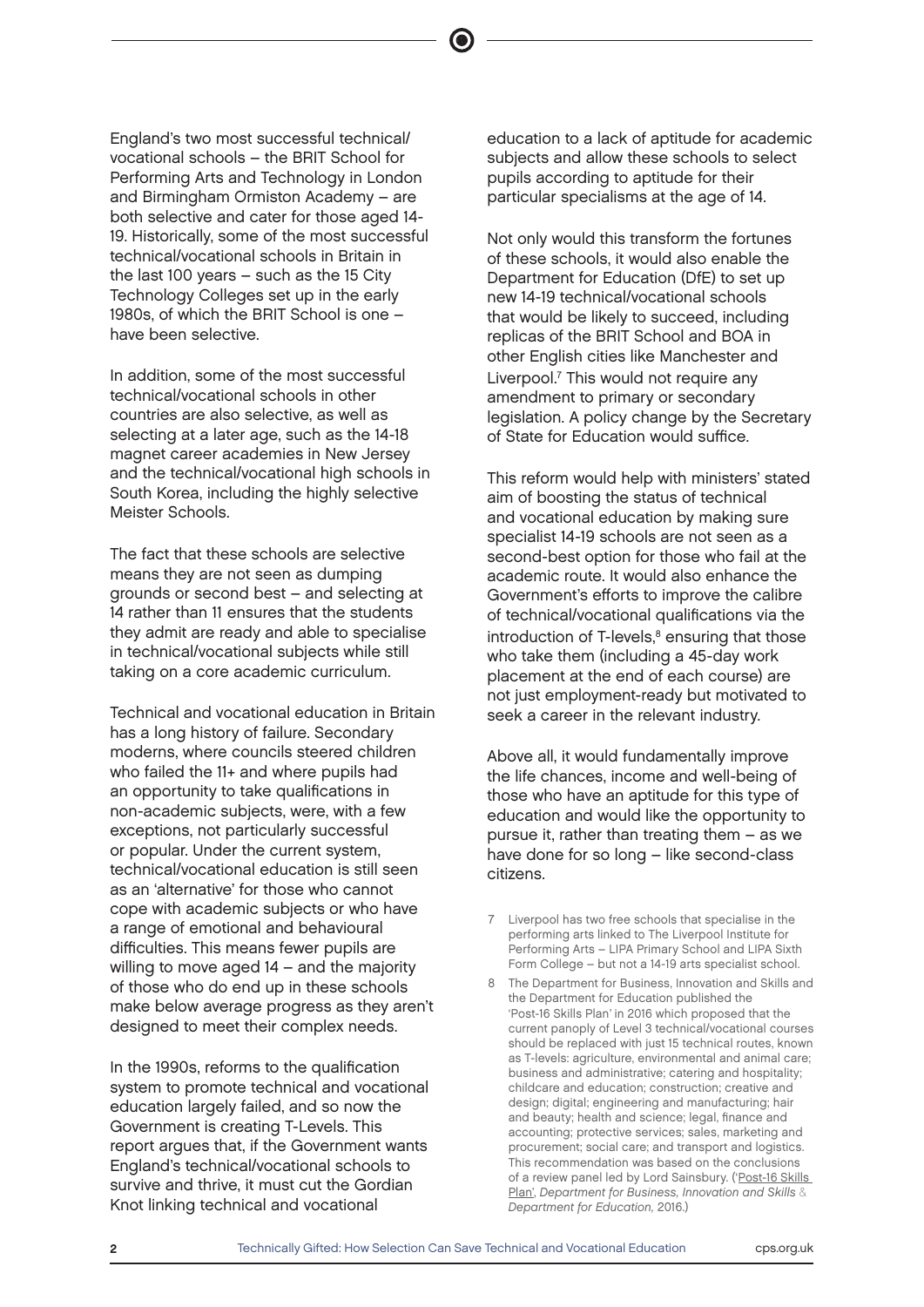England's two most successful technical/vocational schools – the BRIT School for Performing Arts and Technology in London and Birmingham Ormiston Academy – are both selective and cater for those aged 14-19. Historically, some of the most successful technical/vocational schools in Britain in the last 100 years – such as the 15 City Technology Colleges set up in the early 1980s, of which the BRIT School is one – have been selective.

In addition, some of the most successful technical/vocational schools in other countries are also selective, as well as selecting at a later age, such as the 14-18 magnet career academies in New Jersey and the technical/vocational high schools in South Korea, including the highly selective Meister Schools.

The fact that these schools are selective means they are not seen as dumping grounds or second best – and selecting at 14 rather than 11 ensures that the students they admit are ready and able to specialise in technical/vocational subjects while still taking on a core academic curriculum.

Technical and vocational education in Britain has a long history of failure. Secondary moderns, where councils steered children who failed the 11+ and where pupils had an opportunity to take qualifications in non-academic subjects, were, with a few exceptions, not particularly successful or popular. Under the current system, technical/vocational education is still seen as an 'alternative' for those who cannot cope with academic subjects or who have a range of emotional and behavioural difficulties. This means fewer pupils are willing to move aged 14 – and the majority of those who do end up in these schools make below average progress as they aren't designed to meet their complex needs.

In the 1990s, reforms to the qualification system to promote technical and vocational education largely failed, and so now the Government is creating T-Levels. This report argues that, if the Government wants England's technical/vocational schools to survive and thrive, it must cut the Gordian Knot linking technical and vocational education to a lack of aptitude for academic subjects and allow these schools to select pupils according to aptitude for their particular specialisms at the age of 14.

Not only would this transform the fortunes of these schools, it would also enable the Department for Education (DfE) to set up new 14-19 technical/vocational schools that would be likely to succeed, including replicas of the BRIT School and BOA in other English cities like Manchester and Liverpool.[7] This would not require any amendment to primary or secondary legislation. A policy change by the Secretary of State for Education would suffice.

This reform would help with ministers' stated aim of boosting the status of technical and vocational education by making sure specialist 14-19 schools are not seen as a second-best option for those who fail at the academic route. It would also enhance the Government's efforts to improve the calibre of technical/vocational qualifications via the introduction of T-levels,[8] ensuring that those who take them (including a 45-day work placement at the end of each course) are not just employment-ready but motivated to seek a career in the relevant industry.

Above all, it would fundamentally improve the life chances, income and well-being of those who have an aptitude for this type of education and would like the opportunity to pursue it, rather than treating them – as we have done for so long – like second-class citizens.

7 Liverpool has two free schools that specialise in the performing arts linked to The Liverpool Institute for Performing Arts – LIPA Primary School and LIPA Sixth Form College – but not a 14-19 arts specialist school.

8 The Department for Business, Innovation and Skills and the Department for Education published the 'Post-16 Skills Plan' in 2016 which proposed that the current panoply of Level 3 technical/vocational courses should be replaced with just 15 technical routes, known as T-levels: agriculture, environmental and animal care; business and administrative; catering and hospitality; childcare and education; construction; creative and design; digital; engineering and manufacturing; hair and beauty; health and science; legal, finance and accounting; protective services; sales, marketing and procurement; social care; and transport and logistics. This recommendation was based on the conclusions of a review panel led by Lord Sainsbury. ('Post-16 Skills Plan', *Department for Business, Innovation and Skills* & *Department for Education*, 2016.)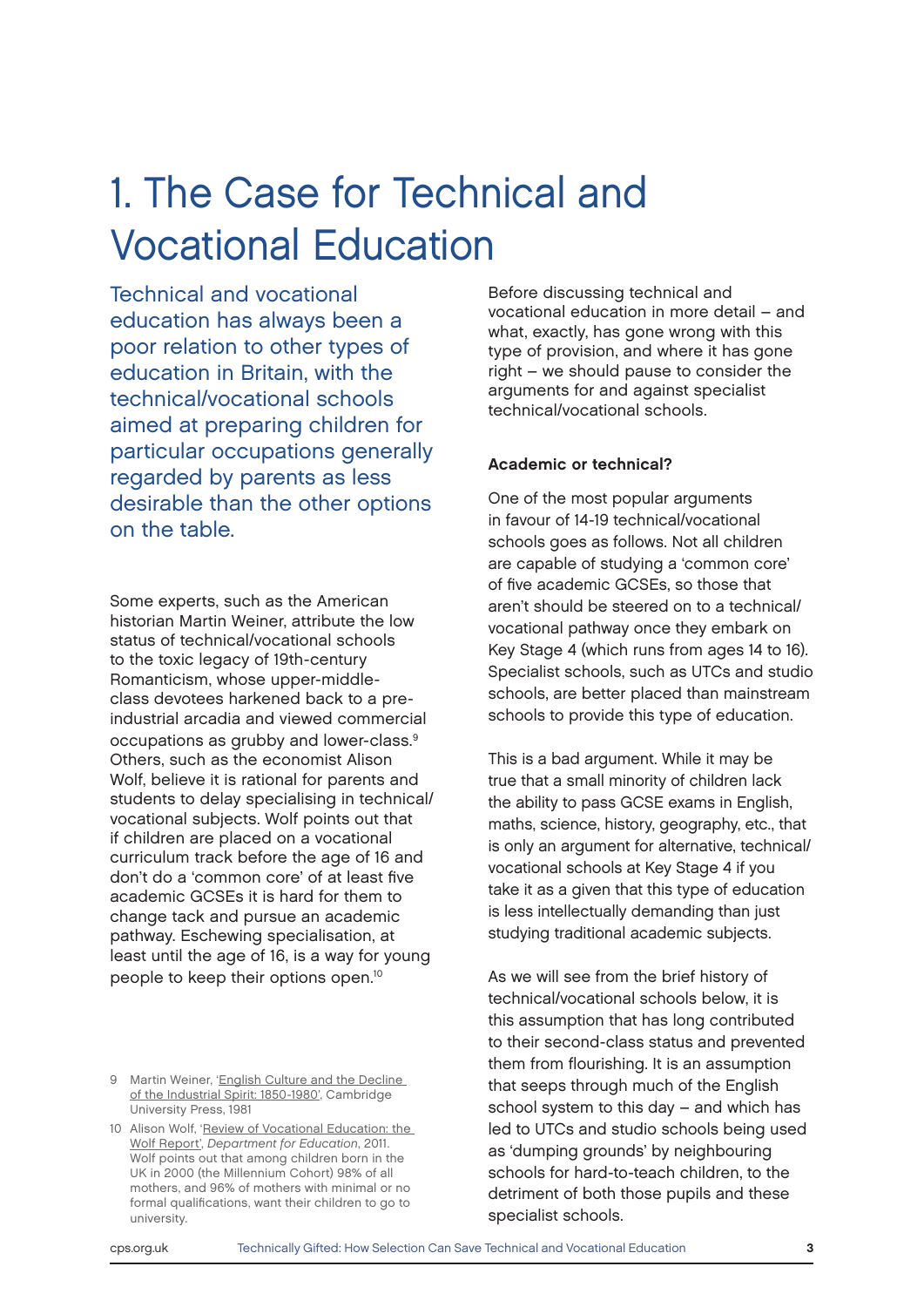# 1. The Case for Technical and Vocational Education

Technical and vocational education has always been a poor relation to other types of education in Britain, with the technical/vocational schools aimed at preparing children for particular occupations generally regarded by parents as less desirable than the other options on the table.

Some experts, such as the American historian Martin Weiner, attribute the low status of technical/vocational schools to the toxic legacy of 19th-century Romanticism, whose upper-middle-class devotees harkened back to a pre-industrial arcadia and viewed commercial occupations as grubby and lower-class.[9] Others, such as the economist Alison Wolf, believe it is rational for parents and students to delay specialising in technical/vocational subjects. Wolf points out that if children are placed on a vocational curriculum track before the age of 16 and don't do a 'common core' of at least five academic GCSEs it is hard for them to change tack and pursue an academic pathway. Eschewing specialisation, at least until the age of 16, is a way for young people to keep their options open.[10]

Before discussing technical and vocational education in more detail – and what, exactly, has gone wrong with this type of provision, and where it has gone right – we should pause to consider the arguments for and against specialist technical/vocational schools.

**Academic or technical?**

One of the most popular arguments in favour of 14-19 technical/vocational schools goes as follows. Not all children are capable of studying a 'common core' of five academic GCSEs, so those that aren't should be steered on to a technical/vocational pathway once they embark on Key Stage 4 (which runs from ages 14 to 16). Specialist schools, such as UTCs and studio schools, are better placed than mainstream schools to provide this type of education.

This is a bad argument. While it may be true that a small minority of children lack the ability to pass GCSE exams in English, maths, science, history, geography, etc., that is only an argument for alternative, technical/vocational schools at Key Stage 4 if you take it as a given that this type of education is less intellectually demanding than just studying traditional academic subjects.

As we will see from the brief history of technical/vocational schools below, it is this assumption that has long contributed to their second-class status and prevented them from flourishing. It is an assumption that seeps through much of the English school system to this day – and which has led to UTCs and studio schools being used as 'dumping grounds' by neighbouring schools for hard-to-teach children, to the detriment of both those pupils and these specialist schools.

---

9 Martin Weiner, 'English Culture and the Decline of the Industrial Spirit: 1850-1980', Cambridge University Press, 1981

10 Alison Wolf, 'Review of Vocational Education: the Wolf Report', *Department for Education*, 2011. Wolf points out that among children born in the UK in 2000 (the Millennium Cohort) 98% of all mothers, and 96% of mothers with minimal or no formal qualifications, want their children to go to university.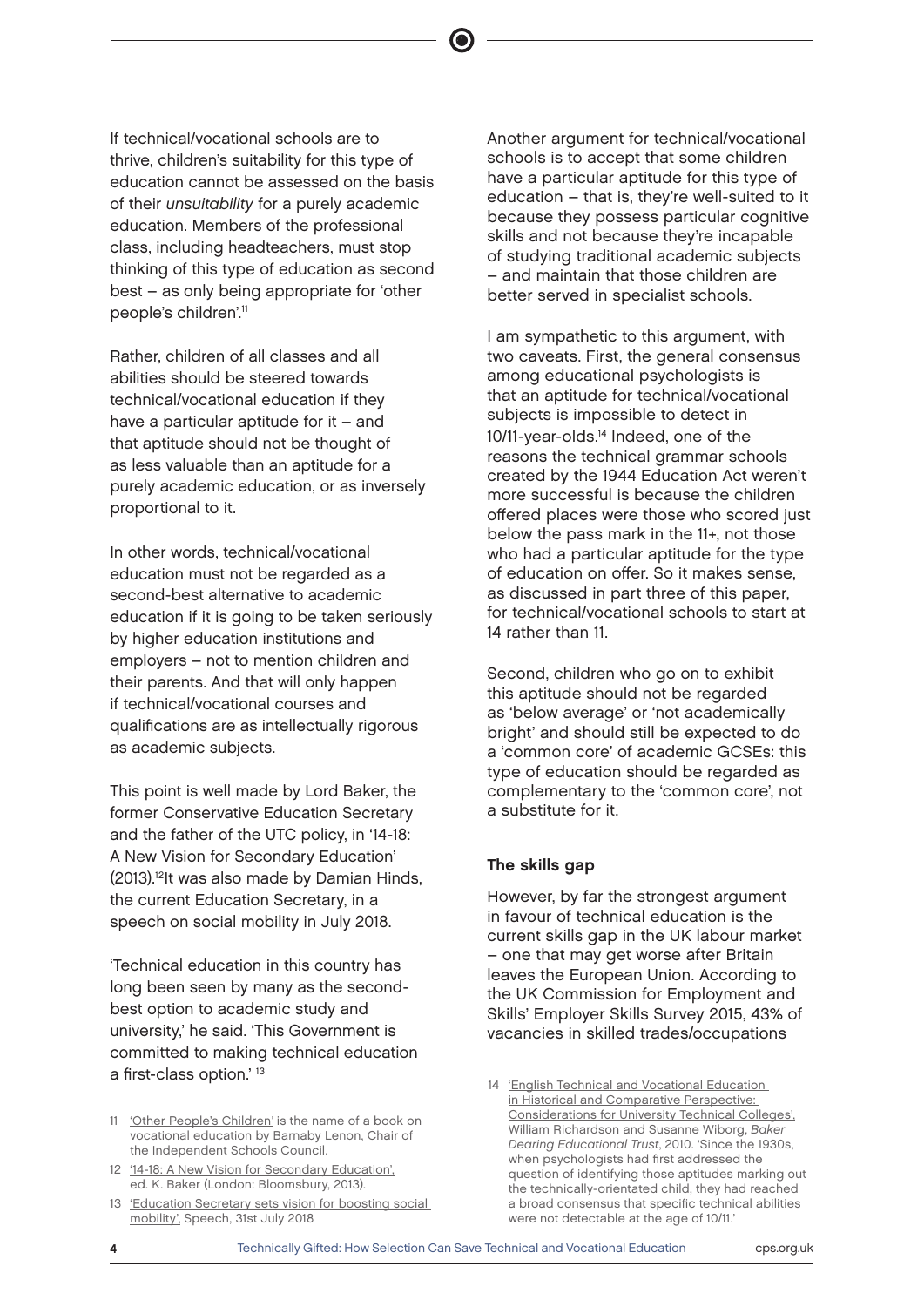If technical/vocational schools are to thrive, children's suitability for this type of education cannot be assessed on the basis of their *unsuitability* for a purely academic education. Members of the professional class, including headteachers, must stop thinking of this type of education as second best – as only being appropriate for 'other people's children'.[11]

Rather, children of all classes and all abilities should be steered towards technical/vocational education if they have a particular aptitude for it – and that aptitude should not be thought of as less valuable than an aptitude for a purely academic education, or as inversely proportional to it.

In other words, technical/vocational education must not be regarded as a second-best alternative to academic education if it is going to be taken seriously by higher education institutions and employers – not to mention children and their parents. And that will only happen if technical/vocational courses and qualifications are as intellectually rigorous as academic subjects.

This point is well made by Lord Baker, the former Conservative Education Secretary and the father of the UTC policy, in '14-18: A New Vision for Secondary Education' (2013).[12] It was also made by Damian Hinds, the current Education Secretary, in a speech on social mobility in July 2018.

'Technical education in this country has long been seen by many as the second-best option to academic study and university,' he said. 'This Government is committed to making technical education a first-class option.' [13]

Another argument for technical/vocational schools is to accept that some children have a particular aptitude for this type of education – that is, they're well-suited to it because they possess particular cognitive skills and not because they're incapable of studying traditional academic subjects – and maintain that those children are better served in specialist schools.

I am sympathetic to this argument, with two caveats. First, the general consensus among educational psychologists is that an aptitude for technical/vocational subjects is impossible to detect in 10/11-year-olds.[14] Indeed, one of the reasons the technical grammar schools created by the 1944 Education Act weren't more successful is because the children offered places were those who scored just below the pass mark in the 11+, not those who had a particular aptitude for the type of education on offer. So it makes sense, as discussed in part three of this paper, for technical/vocational schools to start at 14 rather than 11.

Second, children who go on to exhibit this aptitude should not be regarded as 'below average' or 'not academically bright' and should still be expected to do a 'common core' of academic GCSEs: this type of education should be regarded as complementary to the 'common core', not a substitute for it.

### The skills gap

However, by far the strongest argument in favour of technical education is the current skills gap in the UK labour market – one that may get worse after Britain leaves the European Union. According to the UK Commission for Employment and Skills' Employer Skills Survey 2015, 43% of vacancies in skilled trades/occupations

---

11 'Other People's Children' is the name of a book on vocational education by Barnaby Lenon, Chair of the Independent Schools Council.

12 '14-18: A New Vision for Secondary Education', ed. K. Baker (London: Bloomsbury, 2013).

13 'Education Secretary sets vision for boosting social mobility', Speech, 31st July 2018

14 'English Technical and Vocational Education in Historical and Comparative Perspective: Considerations for University Technical Colleges', William Richardson and Susanne Wiborg, *Baker Dearing Educational Trust*, 2010. 'Since the 1930s, when psychologists had first addressed the question of identifying those aptitudes marking out the technically-orientated child, they had reached a broad consensus that specific technical abilities were not detectable at the age of 10/11.'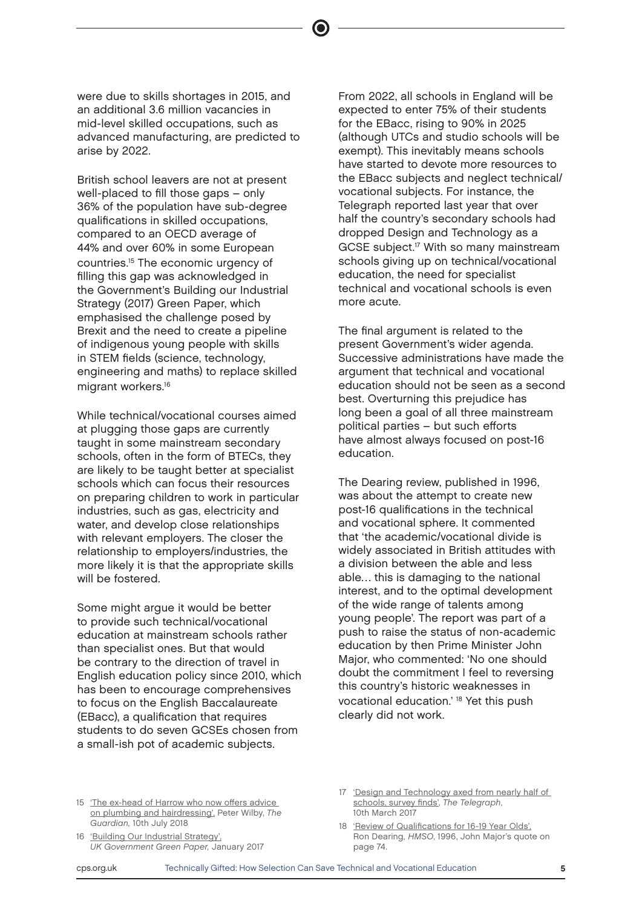were due to skills shortages in 2015, and an additional 3.6 million vacancies in mid-level skilled occupations, such as advanced manufacturing, are predicted to arise by 2022.

British school leavers are not at present well-placed to fill those gaps – only 36% of the population have sub-degree qualifications in skilled occupations, compared to an OECD average of 44% and over 60% in some European countries.[15] The economic urgency of filling this gap was acknowledged in the Government's Building our Industrial Strategy (2017) Green Paper, which emphasised the challenge posed by Brexit and the need to create a pipeline of indigenous young people with skills in STEM fields (science, technology, engineering and maths) to replace skilled migrant workers.[16]

While technical/vocational courses aimed at plugging those gaps are currently taught in some mainstream secondary schools, often in the form of BTECs, they are likely to be taught better at specialist schools which can focus their resources on preparing children to work in particular industries, such as gas, electricity and water, and develop close relationships with relevant employers. The closer the relationship to employers/industries, the more likely it is that the appropriate skills will be fostered.

Some might argue it would be better to provide such technical/vocational education at mainstream schools rather than specialist ones. But that would be contrary to the direction of travel in English education policy since 2010, which has been to encourage comprehensives to focus on the English Baccalaureate (EBacc), a qualification that requires students to do seven GCSEs chosen from a small-ish pot of academic subjects.

From 2022, all schools in England will be expected to enter 75% of their students for the EBacc, rising to 90% in 2025 (although UTCs and studio schools will be exempt). This inevitably means schools have started to devote more resources to the EBacc subjects and neglect technical/vocational subjects. For instance, the Telegraph reported last year that over half the country's secondary schools had dropped Design and Technology as a GCSE subject.[17] With so many mainstream schools giving up on technical/vocational education, the need for specialist technical and vocational schools is even more acute.

The final argument is related to the present Government's wider agenda. Successive administrations have made the argument that technical and vocational education should not be seen as a second best. Overturning this prejudice has long been a goal of all three mainstream political parties – but such efforts have almost always focused on post-16 education.

The Dearing review, published in 1996, was about the attempt to create new post-16 qualifications in the technical and vocational sphere. It commented that 'the academic/vocational divide is widely associated in British attitudes with a division between the able and less able… this is damaging to the national interest, and to the optimal development of the wide range of talents among young people'. The report was part of a push to raise the status of non-academic education by then Prime Minister John Major, who commented: 'No one should doubt the commitment I feel to reversing this country's historic weaknesses in vocational education.'[18] Yet this push clearly did not work.

15 'The ex-head of Harrow who now offers advice on plumbing and hairdressing', Peter Wilby, *The Guardian*, 10th July 2018

16 'Building Our Industrial Strategy', *UK Government Green Paper*, January 2017

17 'Design and Technology axed from nearly half of schools, survey finds', *The Telegraph*, 10th March 2017

18 'Review of Qualifications for 16-19 Year Olds', Ron Dearing, *HMSO*, 1996, John Major's quote on page 74.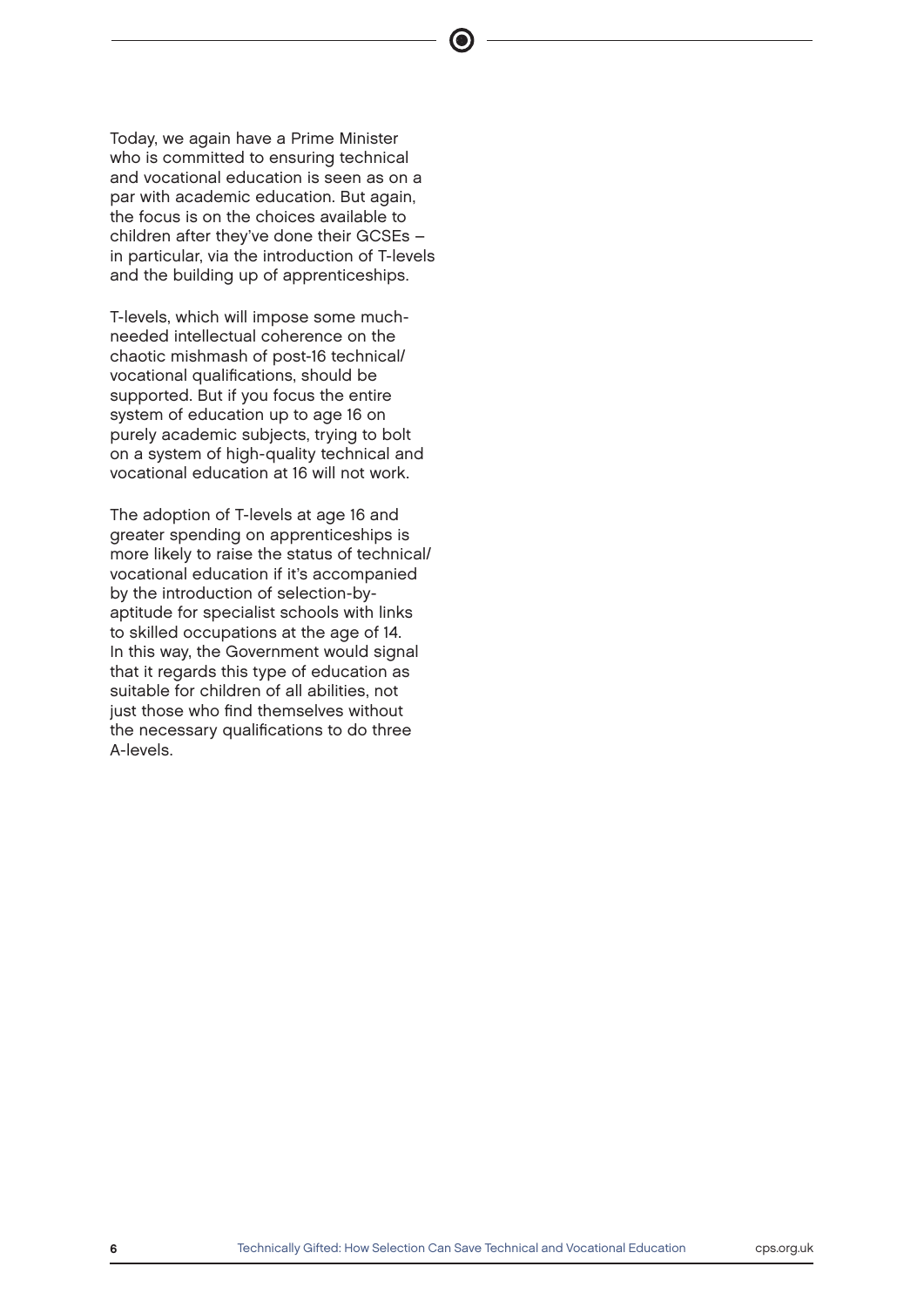Today, we again have a Prime Minister who is committed to ensuring technical and vocational education is seen as on a par with academic education. But again, the focus is on the choices available to children after they've done their GCSEs – in particular, via the introduction of T-levels and the building up of apprenticeships.

T-levels, which will impose some much-needed intellectual coherence on the chaotic mishmash of post-16 technical/vocational qualifications, should be supported. But if you focus the entire system of education up to age 16 on purely academic subjects, trying to bolt on a system of high-quality technical and vocational education at 16 will not work.

The adoption of T-levels at age 16 and greater spending on apprenticeships is more likely to raise the status of technical/vocational education if it's accompanied by the introduction of selection-by-aptitude for specialist schools with links to skilled occupations at the age of 14. In this way, the Government would signal that it regards this type of education as suitable for children of all abilities, not just those who find themselves without the necessary qualifications to do three A-levels.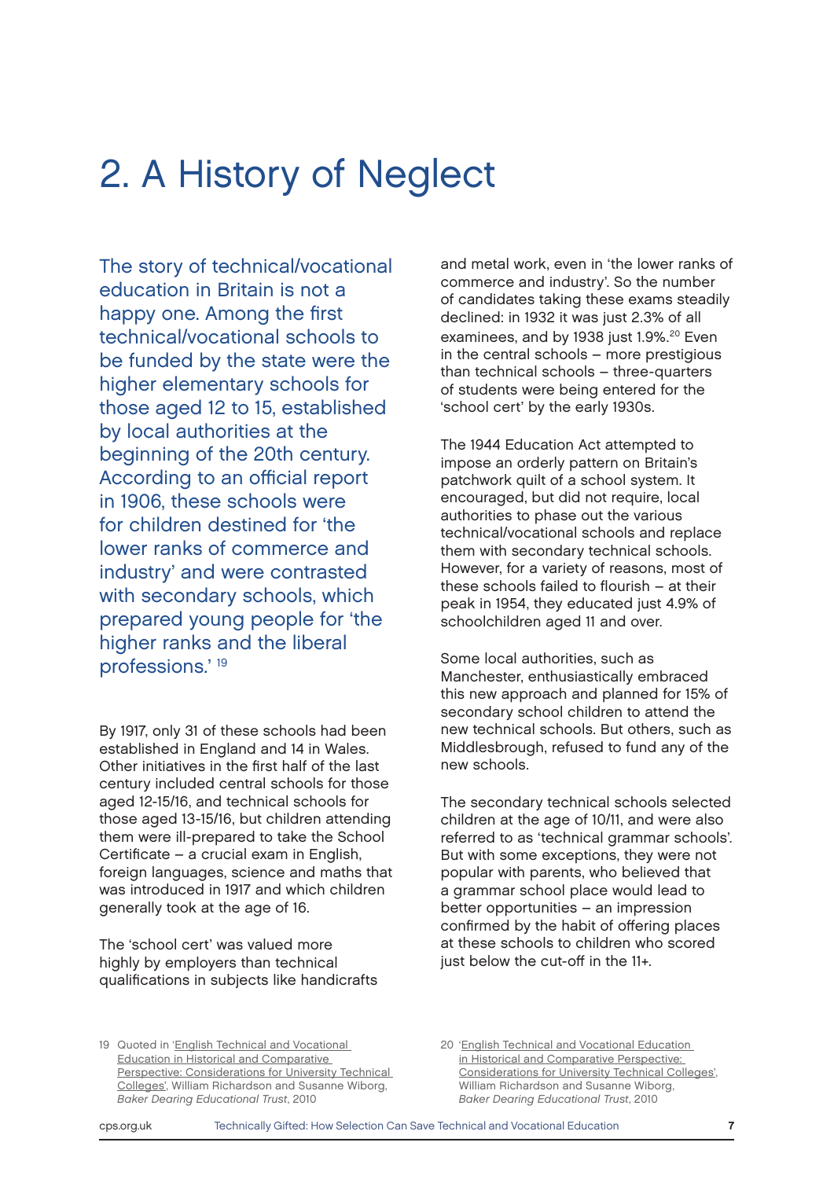# 2. A History of Neglect

The story of technical/vocational education in Britain is not a happy one. Among the first technical/vocational schools to be funded by the state were the higher elementary schools for those aged 12 to 15, established by local authorities at the beginning of the 20th century. According to an official report in 1906, these schools were for children destined for 'the lower ranks of commerce and industry' and were contrasted with secondary schools, which prepared young people for 'the higher ranks and the liberal professions.'[19]

By 1917, only 31 of these schools had been established in England and 14 in Wales. Other initiatives in the first half of the last century included central schools for those aged 12-15/16, and technical schools for those aged 13-15/16, but children attending them were ill-prepared to take the School Certificate – a crucial exam in English, foreign languages, science and maths that was introduced in 1917 and which children generally took at the age of 16.

The 'school cert' was valued more highly by employers than technical qualifications in subjects like handicrafts and metal work, even in 'the lower ranks of commerce and industry'. So the number of candidates taking these exams steadily declined: in 1932 it was just 2.3% of all examinees, and by 1938 just 1.9%.[20] Even in the central schools – more prestigious than technical schools – three-quarters of students were being entered for the 'school cert' by the early 1930s.

The 1944 Education Act attempted to impose an orderly pattern on Britain's patchwork quilt of a school system. It encouraged, but did not require, local authorities to phase out the various technical/vocational schools and replace them with secondary technical schools. However, for a variety of reasons, most of these schools failed to flourish – at their peak in 1954, they educated just 4.9% of schoolchildren aged 11 and over.

Some local authorities, such as Manchester, enthusiastically embraced this new approach and planned for 15% of secondary school children to attend the new technical schools. But others, such as Middlesbrough, refused to fund any of the new schools.

The secondary technical schools selected children at the age of 10/11, and were also referred to as 'technical grammar schools'. But with some exceptions, they were not popular with parents, who believed that a grammar school place would lead to better opportunities – an impression confirmed by the habit of offering places at these schools to children who scored just below the cut-off in the 11+.

19 Quoted in 'English Technical and Vocational Education in Historical and Comparative Perspective: Considerations for University Technical Colleges', William Richardson and Susanne Wiborg, *Baker Dearing Educational Trust*, 2010

20 'English Technical and Vocational Education in Historical and Comparative Perspective: Considerations for University Technical Colleges', William Richardson and Susanne Wiborg, *Baker Dearing Educational Trust*, 2010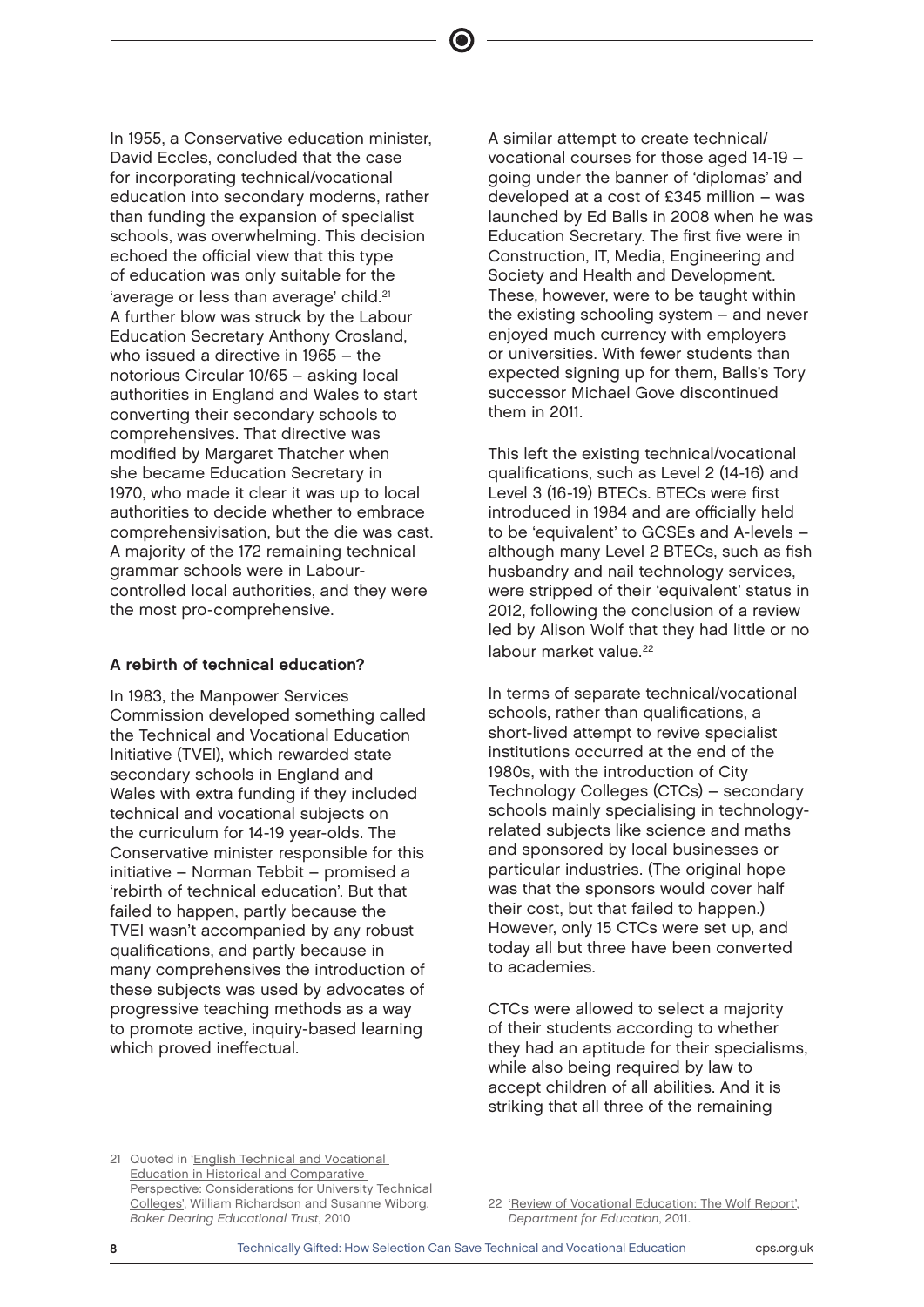In 1955, a Conservative education minister, David Eccles, concluded that the case for incorporating technical/vocational education into secondary moderns, rather than funding the expansion of specialist schools, was overwhelming. This decision echoed the official view that this type of education was only suitable for the 'average or less than average' child.[21] A further blow was struck by the Labour Education Secretary Anthony Crosland, who issued a directive in 1965 – the notorious Circular 10/65 – asking local authorities in England and Wales to start converting their secondary schools to comprehensives. That directive was modified by Margaret Thatcher when she became Education Secretary in 1970, who made it clear it was up to local authorities to decide whether to embrace comprehensivisation, but the die was cast. A majority of the 172 remaining technical grammar schools were in Labour-controlled local authorities, and they were the most pro-comprehensive.

### A rebirth of technical education?

In 1983, the Manpower Services Commission developed something called the Technical and Vocational Education Initiative (TVEI), which rewarded state secondary schools in England and Wales with extra funding if they included technical and vocational subjects on the curriculum for 14-19 year-olds. The Conservative minister responsible for this initiative – Norman Tebbit – promised a 'rebirth of technical education'. But that failed to happen, partly because the TVEI wasn't accompanied by any robust qualifications, and partly because in many comprehensives the introduction of these subjects was used by advocates of progressive teaching methods as a way to promote active, inquiry-based learning which proved ineffectual.

A similar attempt to create technical/vocational courses for those aged 14-19 – going under the banner of 'diplomas' and developed at a cost of £345 million – was launched by Ed Balls in 2008 when he was Education Secretary. The first five were in Construction, IT, Media, Engineering and Society and Health and Development. These, however, were to be taught within the existing schooling system – and never enjoyed much currency with employers or universities. With fewer students than expected signing up for them, Balls's Tory successor Michael Gove discontinued them in 2011.

This left the existing technical/vocational qualifications, such as Level 2 (14-16) and Level 3 (16-19) BTECs. BTECs were first introduced in 1984 and are officially held to be 'equivalent' to GCSEs and A-levels – although many Level 2 BTECs, such as fish husbandry and nail technology services, were stripped of their 'equivalent' status in 2012, following the conclusion of a review led by Alison Wolf that they had little or no labour market value.[22]

In terms of separate technical/vocational schools, rather than qualifications, a short-lived attempt to revive specialist institutions occurred at the end of the 1980s, with the introduction of City Technology Colleges (CTCs) – secondary schools mainly specialising in technology-related subjects like science and maths and sponsored by local businesses or particular industries. (The original hope was that the sponsors would cover half their cost, but that failed to happen.) However, only 15 CTCs were set up, and today all but three have been converted to academies.

CTCs were allowed to select a majority of their students according to whether they had an aptitude for their specialisms, while also being required by law to accept children of all abilities. And it is striking that all three of the remaining

---

21 Quoted in 'English Technical and Vocational Education in Historical and Comparative Perspective: Considerations for University Technical Colleges', William Richardson and Susanne Wiborg, *Baker Dearing Educational Trust*, 2010

22 'Review of Vocational Education: The Wolf Report', *Department for Education*, 2011.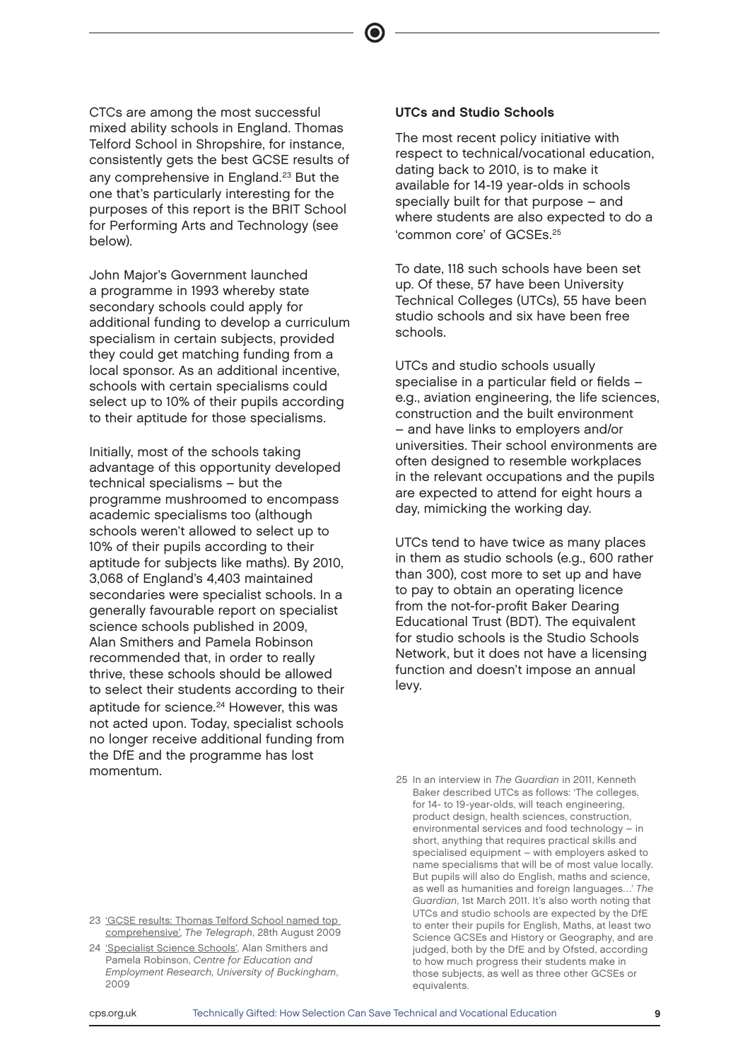CTCs are among the most successful mixed ability schools in England. Thomas Telford School in Shropshire, for instance, consistently gets the best GCSE results of any comprehensive in England.[23] But the one that's particularly interesting for the purposes of this report is the BRIT School for Performing Arts and Technology (see below).

John Major's Government launched a programme in 1993 whereby state secondary schools could apply for additional funding to develop a curriculum specialism in certain subjects, provided they could get matching funding from a local sponsor. As an additional incentive, schools with certain specialisms could select up to 10% of their pupils according to their aptitude for those specialisms.

Initially, most of the schools taking advantage of this opportunity developed technical specialisms – but the programme mushroomed to encompass academic specialisms too (although schools weren't allowed to select up to 10% of their pupils according to their aptitude for subjects like maths). By 2010, 3,068 of England's 4,403 maintained secondaries were specialist schools. In a generally favourable report on specialist science schools published in 2009, Alan Smithers and Pamela Robinson recommended that, in order to really thrive, these schools should be allowed to select their students according to their aptitude for science.[24] However, this was not acted upon. Today, specialist schools no longer receive additional funding from the DfE and the programme has lost momentum.

23 'GCSE results: Thomas Telford School named top comprehensive', *The Telegraph*, 28th August 2009

24 'Specialist Science Schools', Alan Smithers and Pamela Robinson, *Centre for Education and Employment Research, University of Buckingham*, 2009

### UTCs and Studio Schools

The most recent policy initiative with respect to technical/vocational education, dating back to 2010, is to make it available for 14-19 year-olds in schools specially built for that purpose – and where students are also expected to do a 'common core' of GCSEs.[25]

To date, 118 such schools have been set up. Of these, 57 have been University Technical Colleges (UTCs), 55 have been studio schools and six have been free schools.

UTCs and studio schools usually specialise in a particular field or fields – e.g., aviation engineering, the life sciences, construction and the built environment – and have links to employers and/or universities. Their school environments are often designed to resemble workplaces in the relevant occupations and the pupils are expected to attend for eight hours a day, mimicking the working day.

UTCs tend to have twice as many places in them as studio schools (e.g., 600 rather than 300), cost more to set up and have to pay to obtain an operating licence from the not-for-profit Baker Dearing Educational Trust (BDT). The equivalent for studio schools is the Studio Schools Network, but it does not have a licensing function and doesn't impose an annual levy.

25 In an interview in *The Guardian* in 2011, Kenneth Baker described UTCs as follows: 'The colleges, for 14- to 19-year-olds, will teach engineering, product design, health sciences, construction, environmental services and food technology – in short, anything that requires practical skills and specialised equipment – with employers asked to name specialisms that will be of most value locally. But pupils will also do English, maths and science, as well as humanities and foreign languages…' *The Guardian*, 1st March 2011. It's also worth noting that UTCs and studio schools are expected by the DfE to enter their pupils for English, Maths, at least two Science GCSEs and History or Geography, and are judged, both by the DfE and by Ofsted, according to how much progress their students make in those subjects, as well as three other GCSEs or equivalents.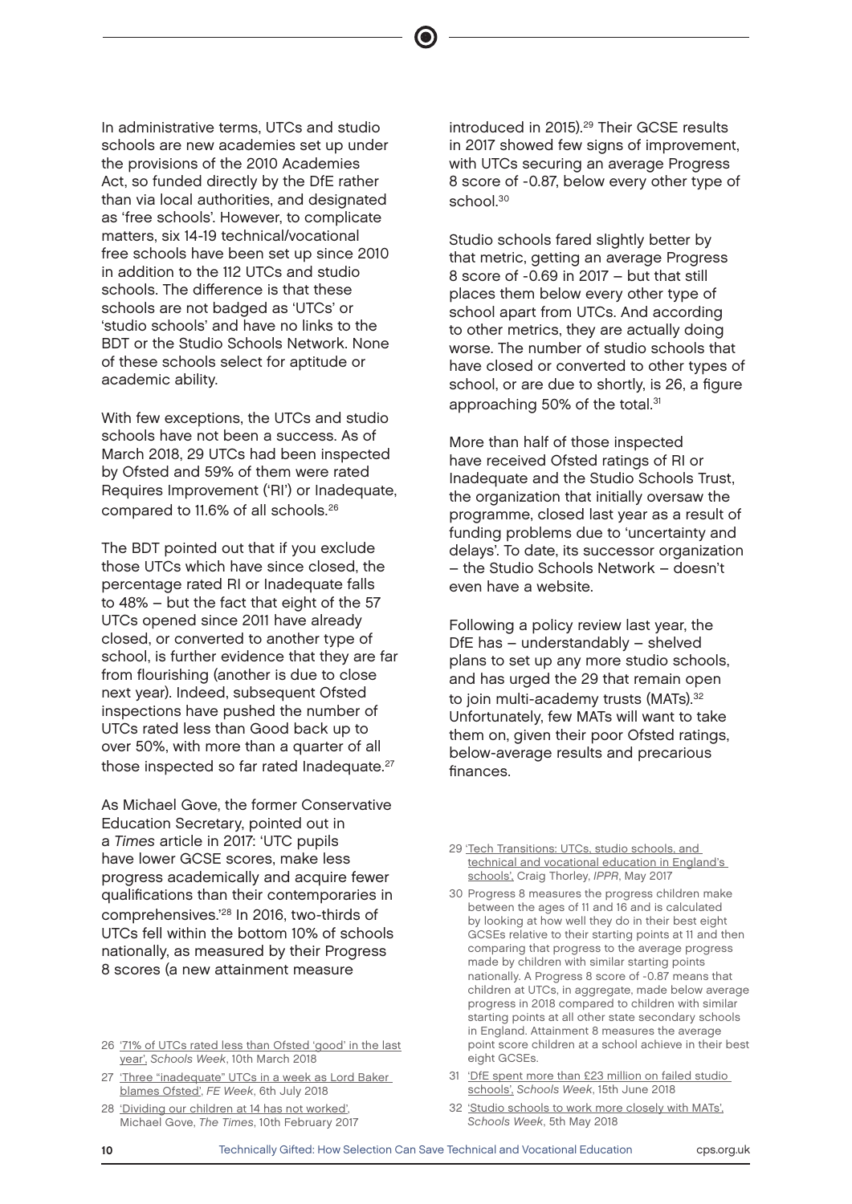In administrative terms, UTCs and studio schools are new academies set up under the provisions of the 2010 Academies Act, so funded directly by the DfE rather than via local authorities, and designated as 'free schools'. However, to complicate matters, six 14-19 technical/vocational free schools have been set up since 2010 in addition to the 112 UTCs and studio schools. The difference is that these schools are not badged as 'UTCs' or 'studio schools' and have no links to the BDT or the Studio Schools Network. None of these schools select for aptitude or academic ability.

With few exceptions, the UTCs and studio schools have not been a success. As of March 2018, 29 UTCs had been inspected by Ofsted and 59% of them were rated Requires Improvement ('RI') or Inadequate, compared to 11.6% of all schools.[26]

The BDT pointed out that if you exclude those UTCs which have since closed, the percentage rated RI or Inadequate falls to 48% – but the fact that eight of the 57 UTCs opened since 2011 have already closed, or converted to another type of school, is further evidence that they are far from flourishing (another is due to close next year). Indeed, subsequent Ofsted inspections have pushed the number of UTCs rated less than Good back up to over 50%, with more than a quarter of all those inspected so far rated Inadequate.[27]

As Michael Gove, the former Conservative Education Secretary, pointed out in a *Times* article in 2017: 'UTC pupils have lower GCSE scores, make less progress academically and acquire fewer qualifications than their contemporaries in comprehensives.'[28] In 2016, two-thirds of UTCs fell within the bottom 10% of schools nationally, as measured by their Progress 8 scores (a new attainment measure introduced in 2015).[29] Their GCSE results in 2017 showed few signs of improvement, with UTCs securing an average Progress 8 score of -0.87, below every other type of school.[30]

Studio schools fared slightly better by that metric, getting an average Progress 8 score of -0.69 in 2017 – but that still places them below every other type of school apart from UTCs. And according to other metrics, they are actually doing worse. The number of studio schools that have closed or converted to other types of school, or are due to shortly, is 26, a figure approaching 50% of the total.[31]

More than half of those inspected have received Ofsted ratings of RI or Inadequate and the Studio Schools Trust, the organization that initially oversaw the programme, closed last year as a result of funding problems due to 'uncertainty and delays'. To date, its successor organization – the Studio Schools Network – doesn't even have a website.

Following a policy review last year, the DfE has – understandably – shelved plans to set up any more studio schools, and has urged the 29 that remain open to join multi-academy trusts (MATs).[32] Unfortunately, few MATs will want to take them on, given their poor Ofsted ratings, below-average results and precarious finances.

---

26 '71% of UTCs rated less than Ofsted 'good' in the last year', *Schools Week*, 10th March 2018

27 'Three "inadequate" UTCs in a week as Lord Baker blames Ofsted', *FE Week*, 6th July 2018

28 'Dividing our children at 14 has not worked', Michael Gove, *The Times*, 10th February 2017

29 'Tech Transitions: UTCs, studio schools, and technical and vocational education in England's schools', Craig Thorley, *IPPR*, May 2017

30 Progress 8 measures the progress children make between the ages of 11 and 16 and is calculated by looking at how well they do in their best eight GCSEs relative to their starting points at 11 and then comparing that progress to the average progress made by children with similar starting points nationally. A Progress 8 score of -0.87 means that children at UTCs, in aggregate, made below average progress in 2018 compared to children with similar starting points at all other state secondary schools in England. Attainment 8 measures the average point score children at a school achieve in their best eight GCSEs.

31 'DfE spent more than £23 million on failed studio schools', *Schools Week*, 15th June 2018

32 'Studio schools to work more closely with MATs', *Schools Week*, 5th May 2018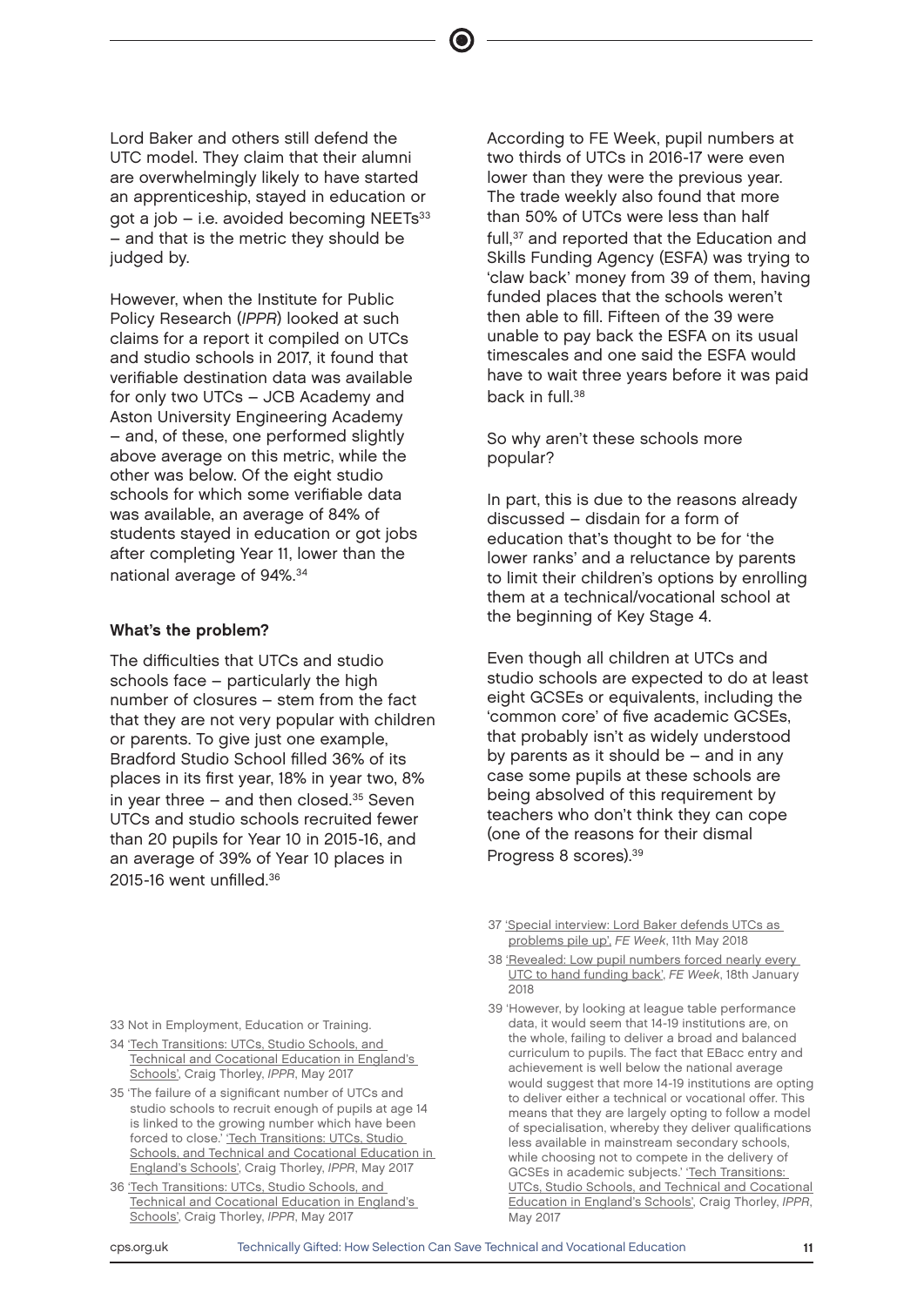Lord Baker and others still defend the UTC model. They claim that their alumni are overwhelmingly likely to have started an apprenticeship, stayed in education or got a job – i.e. avoided becoming NEETs[33] – and that is the metric they should be judged by.

However, when the Institute for Public Policy Research (*IPPR*) looked at such claims for a report it compiled on UTCs and studio schools in 2017, it found that verifiable destination data was available for only two UTCs – JCB Academy and Aston University Engineering Academy – and, of these, one performed slightly above average on this metric, while the other was below. Of the eight studio schools for which some verifiable data was available, an average of 84% of students stayed in education or got jobs after completing Year 11, lower than the national average of 94%.[34]

### What's the problem?

The difficulties that UTCs and studio schools face – particularly the high number of closures – stem from the fact that they are not very popular with children or parents. To give just one example, Bradford Studio School filled 36% of its places in its first year, 18% in year two, 8% in year three – and then closed.[35] Seven UTCs and studio schools recruited fewer than 20 pupils for Year 10 in 2015-16, and an average of 39% of Year 10 places in 2015-16 went unfilled.[36]

According to FE Week, pupil numbers at two thirds of UTCs in 2016-17 were even lower than they were the previous year. The trade weekly also found that more than 50% of UTCs were less than half full,[37] and reported that the Education and Skills Funding Agency (ESFA) was trying to 'claw back' money from 39 of them, having funded places that the schools weren't then able to fill. Fifteen of the 39 were unable to pay back the ESFA on its usual timescales and one said the ESFA would have to wait three years before it was paid back in full.[38]

So why aren't these schools more popular?

In part, this is due to the reasons already discussed – disdain for a form of education that's thought to be for 'the lower ranks' and a reluctance by parents to limit their children's options by enrolling them at a technical/vocational school at the beginning of Key Stage 4.

Even though all children at UTCs and studio schools are expected to do at least eight GCSEs or equivalents, including the 'common core' of five academic GCSEs, that probably isn't as widely understood by parents as it should be – and in any case some pupils at these schools are being absolved of this requirement by teachers who don't think they can cope (one of the reasons for their dismal Progress 8 scores).[39]

---

33 Not in Employment, Education or Training.

34 'Tech Transitions: UTCs, Studio Schools, and Technical and Cocational Education in England's Schools', Craig Thorley, *IPPR*, May 2017

35 'The failure of a significant number of UTCs and studio schools to recruit enough of pupils at age 14 is linked to the growing number which have been forced to close.' 'Tech Transitions: UTCs, Studio Schools, and Technical and Cocational Education in England's Schools', Craig Thorley, *IPPR*, May 2017

36 'Tech Transitions: UTCs, Studio Schools, and Technical and Cocational Education in England's Schools', Craig Thorley, *IPPR*, May 2017

37 'Special interview: Lord Baker defends UTCs as problems pile up', *FE Week*, 11th May 2018

38 'Revealed: Low pupil numbers forced nearly every UTC to hand funding back', *FE Week*, 18th January 2018

39 'However, by looking at league table performance data, it would seem that 14-19 institutions are, on the whole, failing to deliver a broad and balanced curriculum to pupils. The fact that EBacc entry and achievement is well below the national average would suggest that more 14-19 institutions are opting to deliver either a technical or vocational offer. This means that they are largely opting to follow a model of specialisation, whereby they deliver qualifications less available in mainstream secondary schools, while choosing not to compete in the delivery of GCSEs in academic subjects.' 'Tech Transitions: UTCs, Studio Schools, and Technical and Cocational Education in England's Schools', Craig Thorley, *IPPR*, May 2017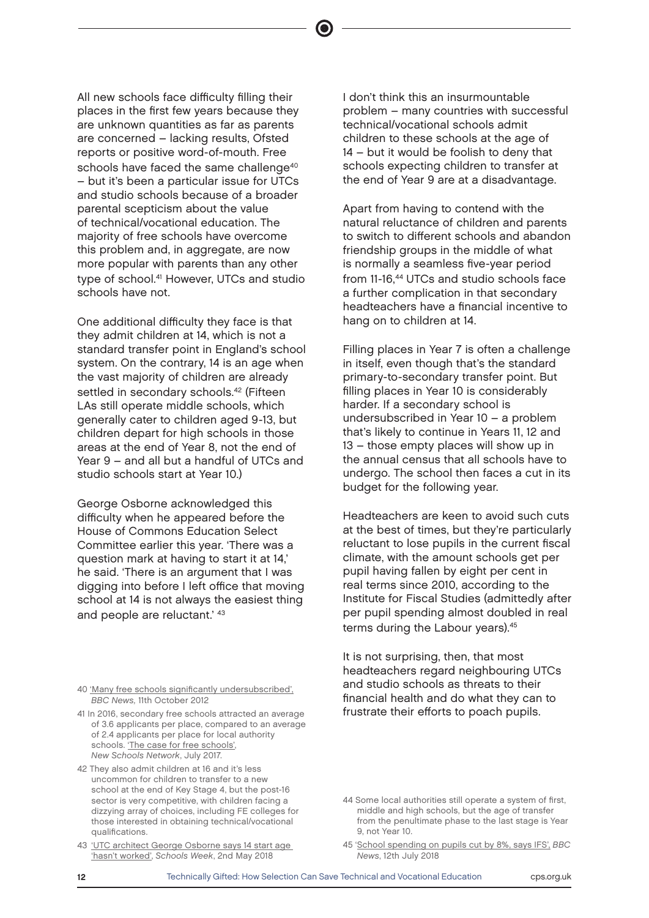All new schools face difficulty filling their places in the first few years because they are unknown quantities as far as parents are concerned – lacking results, Ofsted reports or positive word-of-mouth. Free schools have faced the same challenge[40] – but it's been a particular issue for UTCs and studio schools because of a broader parental scepticism about the value of technical/vocational education. The majority of free schools have overcome this problem and, in aggregate, are now more popular with parents than any other type of school.[41] However, UTCs and studio schools have not.

One additional difficulty they face is that they admit children at 14, which is not a standard transfer point in England's school system. On the contrary, 14 is an age when the vast majority of children are already settled in secondary schools.[42] (Fifteen LAs still operate middle schools, which generally cater to children aged 9-13, but children depart for high schools in those areas at the end of Year 8, not the end of Year 9 – and all but a handful of UTCs and studio schools start at Year 10.)

George Osborne acknowledged this difficulty when he appeared before the House of Commons Education Select Committee earlier this year. 'There was a question mark at having to start it at 14,' he said. 'There is an argument that I was digging into before I left office that moving school at 14 is not always the easiest thing and people are reluctant.'[43]

I don't think this an insurmountable problem – many countries with successful technical/vocational schools admit children to these schools at the age of 14 – but it would be foolish to deny that schools expecting children to transfer at the end of Year 9 are at a disadvantage.

Apart from having to contend with the natural reluctance of children and parents to switch to different schools and abandon friendship groups in the middle of what is normally a seamless five-year period from 11-16,[44] UTCs and studio schools face a further complication in that secondary headteachers have a financial incentive to hang on to children at 14.

Filling places in Year 7 is often a challenge in itself, even though that's the standard primary-to-secondary transfer point. But filling places in Year 10 is considerably harder. If a secondary school is undersubscribed in Year 10 – a problem that's likely to continue in Years 11, 12 and 13 – those empty places will show up in the annual census that all schools have to undergo. The school then faces a cut in its budget for the following year.

Headteachers are keen to avoid such cuts at the best of times, but they're particularly reluctant to lose pupils in the current fiscal climate, with the amount schools get per pupil having fallen by eight per cent in real terms since 2010, according to the Institute for Fiscal Studies (admittedly after per pupil spending almost doubled in real terms during the Labour years).[45]

It is not surprising, then, that most headteachers regard neighbouring UTCs and studio schools as threats to their financial health and do what they can to frustrate their efforts to poach pupils.

---

40 'Many free schools significantly undersubscribed', *BBC News*, 11th October 2012

41 In 2016, secondary free schools attracted an average of 3.6 applicants per place, compared to an average of 2.4 applicants per place for local authority schools. 'The case for free schools', *New Schools Network*, July 2017.

42 They also admit children at 16 and it's less uncommon for children to transfer to a new school at the end of Key Stage 4, but the post-16 sector is very competitive, with children facing a dizzying array of choices, including FE colleges for those interested in obtaining technical/vocational qualifications.

43 'UTC architect George Osborne says 14 start age 'hasn't worked', *Schools Week*, 2nd May 2018

44 Some local authorities still operate a system of first, middle and high schools, but the age of transfer from the penultimate phase to the last stage is Year 9, not Year 10.

45 'School spending on pupils cut by 8%, says IFS', *BBC News*, 12th July 2018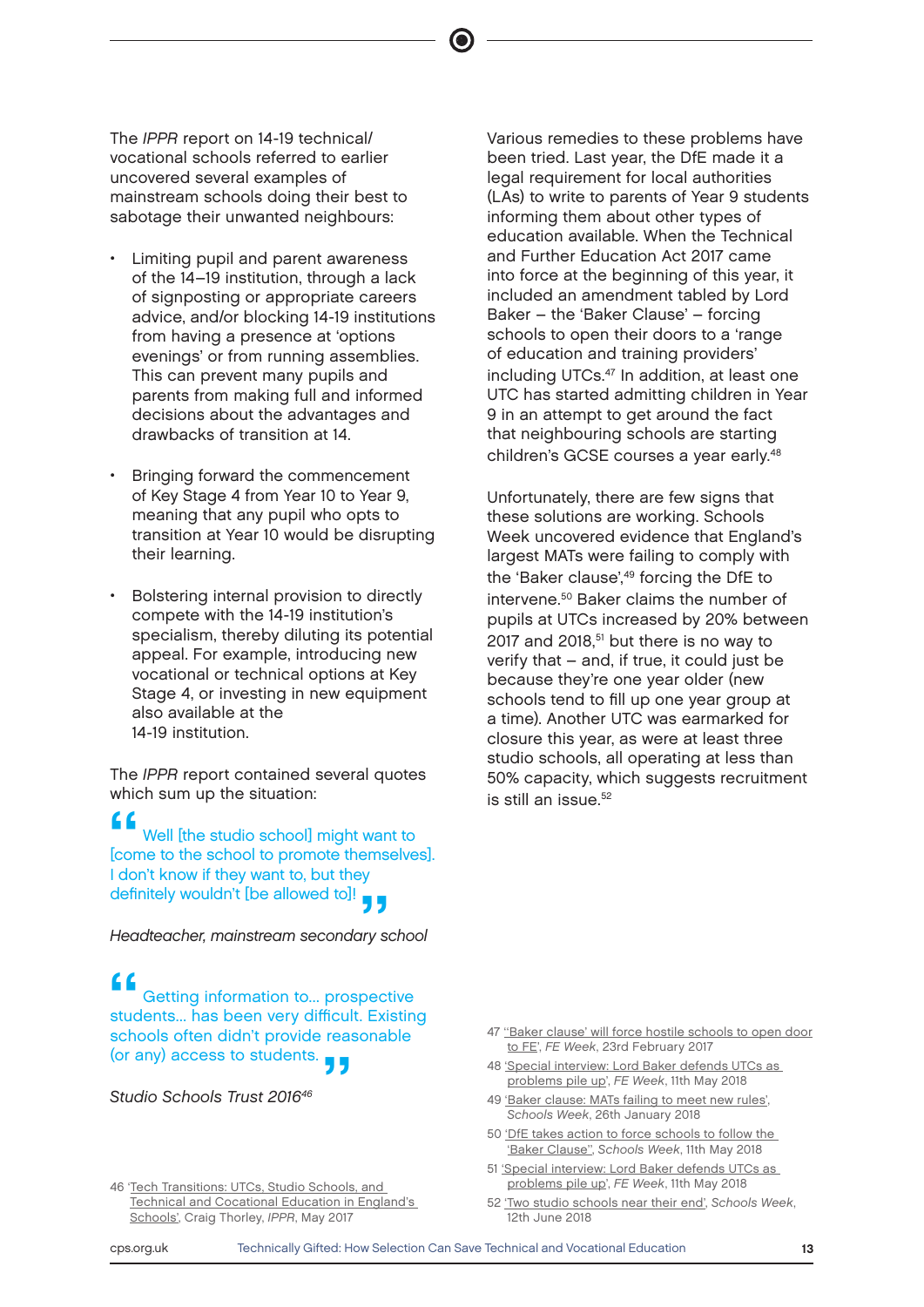The *IPPR* report on 14-19 technical/vocational schools referred to earlier uncovered several examples of mainstream schools doing their best to sabotage their unwanted neighbours:

- Limiting pupil and parent awareness of the 14–19 institution, through a lack of signposting or appropriate careers advice, and/or blocking 14-19 institutions from having a presence at 'options evenings' or from running assemblies. This can prevent many pupils and parents from making full and informed decisions about the advantages and drawbacks of transition at 14.
- Bringing forward the commencement of Key Stage 4 from Year 10 to Year 9, meaning that any pupil who opts to transition at Year 10 would be disrupting their learning.
- Bolstering internal provision to directly compete with the 14-19 institution's specialism, thereby diluting its potential appeal. For example, introducing new vocational or technical options at Key Stage 4, or investing in new equipment also available at the 14-19 institution.

The *IPPR* report contained several quotes which sum up the situation:

> Well [the studio school] might want to [come to the school to promote themselves]. I don't know if they want to, but they definitely wouldn't [be allowed to]!

*Headteacher, mainstream secondary school*

> Getting information to… prospective students… has been very difficult. Existing schools often didn't provide reasonable (or any) access to students.

*Studio Schools Trust 2016*[46]

Various remedies to these problems have been tried. Last year, the DfE made it a legal requirement for local authorities (LAs) to write to parents of Year 9 students informing them about other types of education available. When the Technical and Further Education Act 2017 came into force at the beginning of this year, it included an amendment tabled by Lord Baker – the 'Baker Clause' – forcing schools to open their doors to a 'range of education and training providers' including UTCs.[47] In addition, at least one UTC has started admitting children in Year 9 in an attempt to get around the fact that neighbouring schools are starting children's GCSE courses a year early.[48]

Unfortunately, there are few signs that these solutions are working. Schools Week uncovered evidence that England's largest MATs were failing to comply with the 'Baker clause',[49] forcing the DfE to intervene.[50] Baker claims the number of pupils at UTCs increased by 20% between 2017 and 2018,[51] but there is no way to verify that – and, if true, it could just be because they're one year older (new schools tend to fill up one year group at a time). Another UTC was earmarked for closure this year, as were at least three studio schools, all operating at less than 50% capacity, which suggests recruitment is still an issue.[52]

---

46 'Tech Transitions: UTCs, Studio Schools, and Technical and Cocational Education in England's Schools', Craig Thorley, *IPPR*, May 2017

47 ''Baker clause' will force hostile schools to open door to FE', *FE Week*, 23rd February 2017

48 'Special interview: Lord Baker defends UTCs as problems pile up', *FE Week*, 11th May 2018

49 'Baker clause: MATs failing to meet new rules', *Schools Week*, 26th January 2018

50 'DfE takes action to force schools to follow the 'Baker Clause'', *Schools Week*, 11th May 2018

51 'Special interview: Lord Baker defends UTCs as problems pile up', *FE Week*, 11th May 2018

52 'Two studio schools near their end', *Schools Week*, 12th June 2018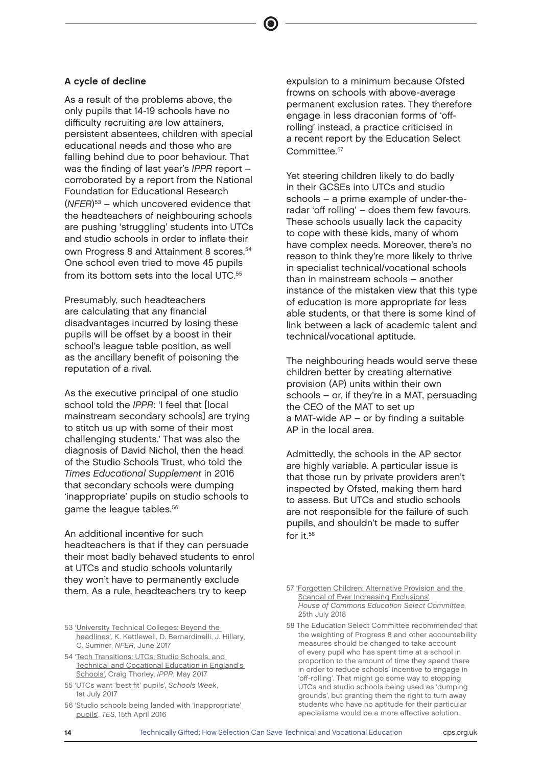### A cycle of decline

As a result of the problems above, the only pupils that 14-19 schools have no difficulty recruiting are low attainers, persistent absentees, children with special educational needs and those who are falling behind due to poor behaviour. That was the finding of last year's *IPPR* report – corroborated by a report from the National Foundation for Educational Research (*NFER*)[53] – which uncovered evidence that the headteachers of neighbouring schools are pushing 'struggling' students into UTCs and studio schools in order to inflate their own Progress 8 and Attainment 8 scores.[54] One school even tried to move 45 pupils from its bottom sets into the local UTC.[55]

Presumably, such headteachers are calculating that any financial disadvantages incurred by losing these pupils will be offset by a boost in their school's league table position, as well as the ancillary benefit of poisoning the reputation of a rival.

As the executive principal of one studio school told the *IPPR*: 'I feel that [local mainstream secondary schools] are trying to stitch us up with some of their most challenging students.' That was also the diagnosis of David Nichol, then the head of the Studio Schools Trust, who told the *Times Educational Supplement* in 2016 that secondary schools were dumping 'inappropriate' pupils on studio schools to game the league tables.[56]

An additional incentive for such headteachers is that if they can persuade their most badly behaved students to enrol at UTCs and studio schools voluntarily they won't have to permanently exclude them. As a rule, headteachers try to keep expulsion to a minimum because Ofsted frowns on schools with above-average permanent exclusion rates. They therefore engage in less draconian forms of 'off-rolling' instead, a practice criticised in a recent report by the Education Select Committee.[57]

Yet steering children likely to do badly in their GCSEs into UTCs and studio schools – a prime example of under-the-radar 'off rolling' – does them few favours. These schools usually lack the capacity to cope with these kids, many of whom have complex needs. Moreover, there's no reason to think they're more likely to thrive in specialist technical/vocational schools than in mainstream schools – another instance of the mistaken view that this type of education is more appropriate for less able students, or that there is some kind of link between a lack of academic talent and technical/vocational aptitude.

The neighbouring heads would serve these children better by creating alternative provision (AP) units within their own schools – or, if they're in a MAT, persuading the CEO of the MAT to set up a MAT-wide AP – or by finding a suitable AP in the local area.

Admittedly, the schools in the AP sector are highly variable. A particular issue is that those run by private providers aren't inspected by Ofsted, making them hard to assess. But UTCs and studio schools are not responsible for the failure of such pupils, and shouldn't be made to suffer for it.[58]

---

53 'University Technical Colleges: Beyond the headlines', K. Kettlewell, D. Bernardinelli, J. Hillary, C. Sumner, *NFER*, June 2017

54 'Tech Transitions: UTCs, Studio Schools, and Technical and Cocational Education in England's Schools', Craig Thorley, *IPPR*, May 2017

55 'UTCs want 'best fit' pupils', *Schools Week*, 1st July 2017

56 'Studio schools being landed with 'inappropriate' pupils', *TES*, 15th April 2016

57 'Forgotten Children: Alternative Provision and the Scandal of Ever Increasing Exclusions', *House of Commons Education Select Committee*, 25th July 2018

58 The Education Select Committee recommended that the weighting of Progress 8 and other accountability measures should be changed to take account of every pupil who has spent time at a school in proportion to the amount of time they spend there in order to reduce schools' incentive to engage in 'off-rolling'. That might go some way to stopping UTCs and studio schools being used as 'dumping grounds', but granting them the right to turn away students who have no aptitude for their particular specialisms would be a more effective solution.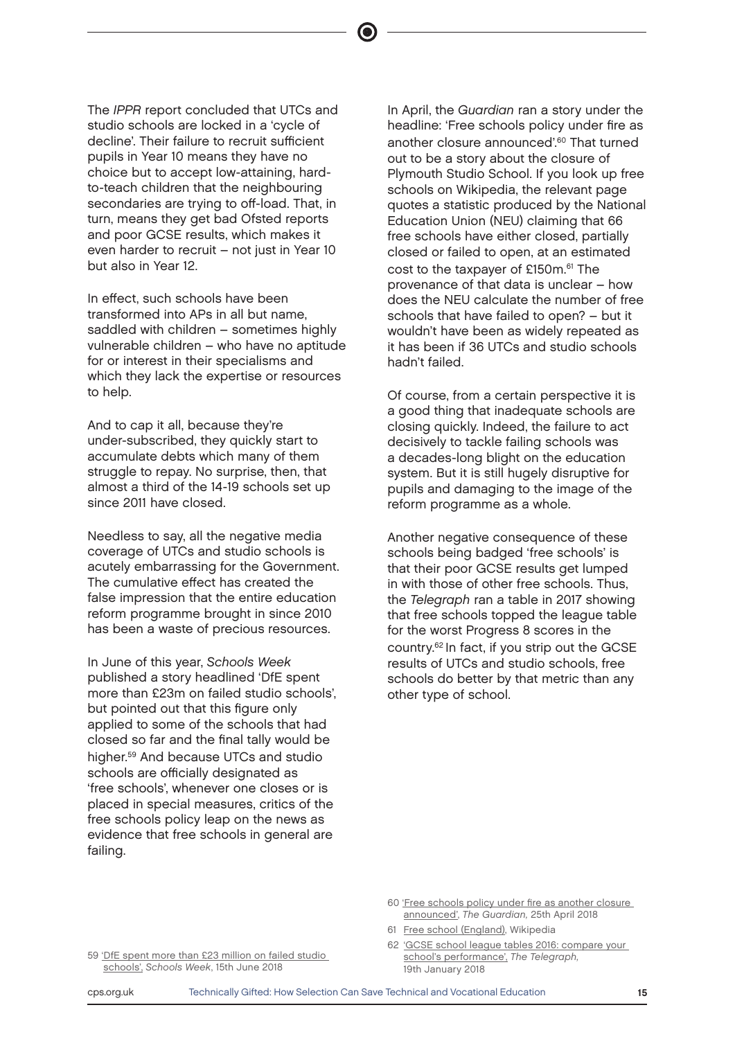The *IPPR* report concluded that UTCs and studio schools are locked in a 'cycle of decline'. Their failure to recruit sufficient pupils in Year 10 means they have no choice but to accept low-attaining, hard-to-teach children that the neighbouring secondaries are trying to off-load. That, in turn, means they get bad Ofsted reports and poor GCSE results, which makes it even harder to recruit – not just in Year 10 but also in Year 12.

In effect, such schools have been transformed into APs in all but name, saddled with children – sometimes highly vulnerable children – who have no aptitude for or interest in their specialisms and which they lack the expertise or resources to help.

And to cap it all, because they're under-subscribed, they quickly start to accumulate debts which many of them struggle to repay. No surprise, then, that almost a third of the 14-19 schools set up since 2011 have closed.

Needless to say, all the negative media coverage of UTCs and studio schools is acutely embarrassing for the Government. The cumulative effect has created the false impression that the entire education reform programme brought in since 2010 has been a waste of precious resources.

In June of this year, *Schools Week* published a story headlined 'DfE spent more than £23m on failed studio schools', but pointed out that this figure only applied to some of the schools that had closed so far and the final tally would be higher.[59] And because UTCs and studio schools are officially designated as 'free schools', whenever one closes or is placed in special measures, critics of the free schools policy leap on the news as evidence that free schools in general are failing.

In April, the *Guardian* ran a story under the headline: 'Free schools policy under fire as another closure announced'.[60] That turned out to be a story about the closure of Plymouth Studio School. If you look up free schools on Wikipedia, the relevant page quotes a statistic produced by the National Education Union (NEU) claiming that 66 free schools have either closed, partially closed or failed to open, at an estimated cost to the taxpayer of £150m.[61] The provenance of that data is unclear – how does the NEU calculate the number of free schools that have failed to open? – but it wouldn't have been as widely repeated as it has been if 36 UTCs and studio schools hadn't failed.

Of course, from a certain perspective it is a good thing that inadequate schools are closing quickly. Indeed, the failure to act decisively to tackle failing schools was a decades-long blight on the education system. But it is still hugely disruptive for pupils and damaging to the image of the reform programme as a whole.

Another negative consequence of these schools being badged 'free schools' is that their poor GCSE results get lumped in with those of other free schools. Thus, the *Telegraph* ran a table in 2017 showing that free schools topped the league table for the worst Progress 8 scores in the country.[62] In fact, if you strip out the GCSE results of UTCs and studio schools, free schools do better by that metric than any other type of school.

---

59 'DfE spent more than £23 million on failed studio schools', *Schools Week*, 15th June 2018

60 'Free schools policy under fire as another closure announced', *The Guardian*, 25th April 2018

61 Free school (England), Wikipedia

62 'GCSE school league tables 2016: compare your school's performance', *The Telegraph*, 19th January 2018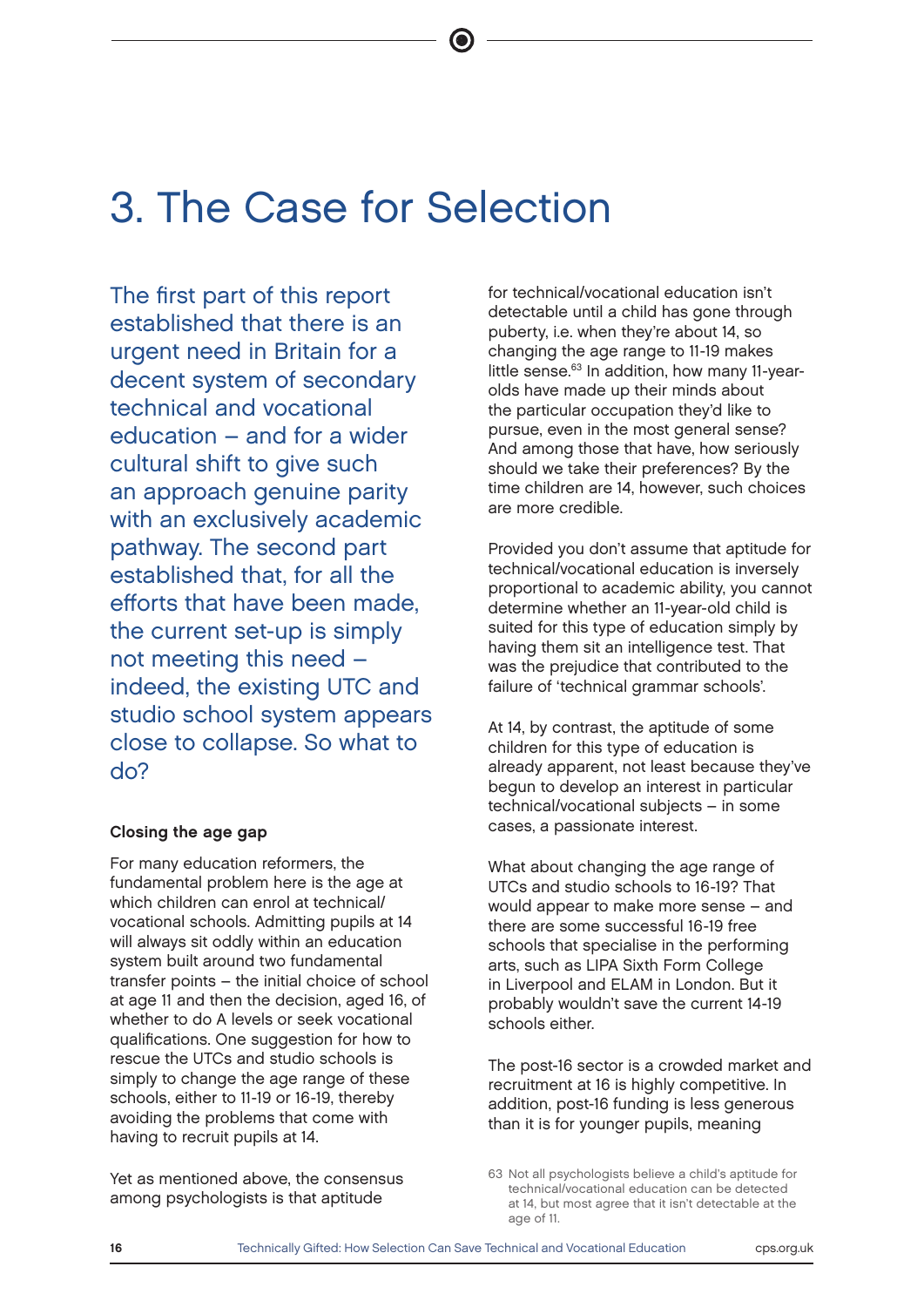# 3. The Case for Selection

The first part of this report established that there is an urgent need in Britain for a decent system of secondary technical and vocational education – and for a wider cultural shift to give such an approach genuine parity with an exclusively academic pathway. The second part established that, for all the efforts that have been made, the current set-up is simply not meeting this need – indeed, the existing UTC and studio school system appears close to collapse. So what to do?

### Closing the age gap

For many education reformers, the fundamental problem here is the age at which children can enrol at technical/vocational schools. Admitting pupils at 14 will always sit oddly within an education system built around two fundamental transfer points – the initial choice of school at age 11 and then the decision, aged 16, of whether to do A levels or seek vocational qualifications. One suggestion for how to rescue the UTCs and studio schools is simply to change the age range of these schools, either to 11-19 or 16-19, thereby avoiding the problems that come with having to recruit pupils at 14.

Yet as mentioned above, the consensus among psychologists is that aptitude for technical/vocational education isn't detectable until a child has gone through puberty, i.e. when they're about 14, so changing the age range to 11-19 makes little sense.[63] In addition, how many 11-year-olds have made up their minds about the particular occupation they'd like to pursue, even in the most general sense? And among those that have, how seriously should we take their preferences? By the time children are 14, however, such choices are more credible.

Provided you don't assume that aptitude for technical/vocational education is inversely proportional to academic ability, you cannot determine whether an 11-year-old child is suited for this type of education simply by having them sit an intelligence test. That was the prejudice that contributed to the failure of 'technical grammar schools'.

At 14, by contrast, the aptitude of some children for this type of education is already apparent, not least because they've begun to develop an interest in particular technical/vocational subjects – in some cases, a passionate interest.

What about changing the age range of UTCs and studio schools to 16-19? That would appear to make more sense – and there are some successful 16-19 free schools that specialise in the performing arts, such as LIPA Sixth Form College in Liverpool and ELAM in London. But it probably wouldn't save the current 14-19 schools either.

The post-16 sector is a crowded market and recruitment at 16 is highly competitive. In addition, post-16 funding is less generous than it is for younger pupils, meaning

63 Not all psychologists believe a child's aptitude for technical/vocational education can be detected at 14, but most agree that it isn't detectable at the age of 11.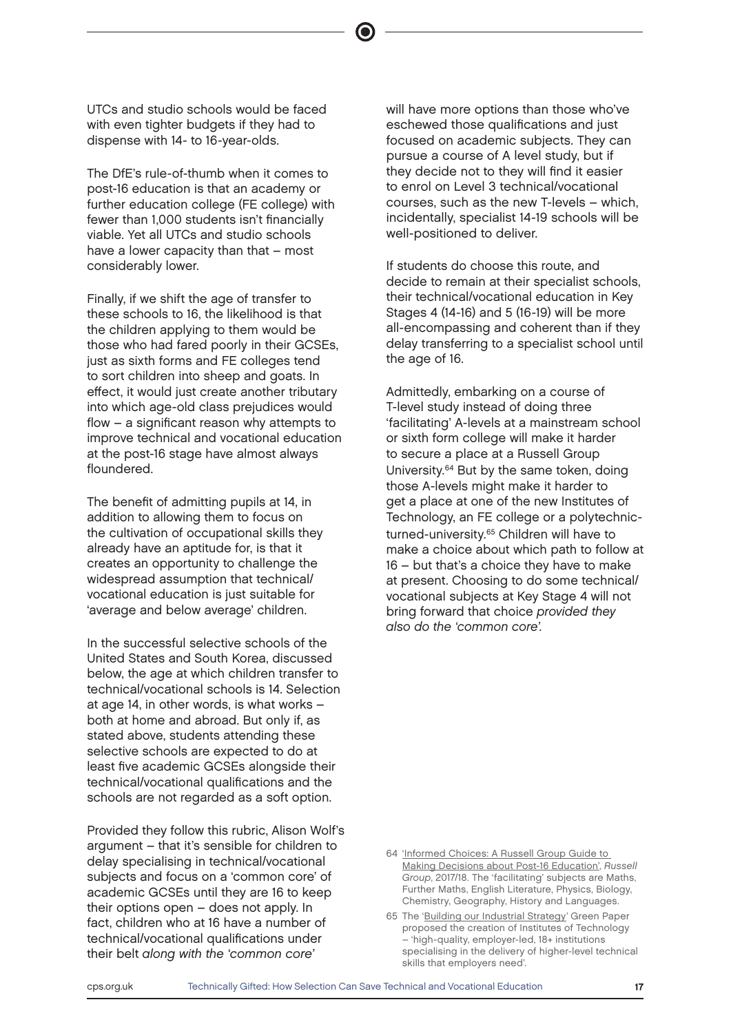UTCs and studio schools would be faced with even tighter budgets if they had to dispense with 14- to 16-year-olds.

The DfE's rule-of-thumb when it comes to post-16 education is that an academy or further education college (FE college) with fewer than 1,000 students isn't financially viable. Yet all UTCs and studio schools have a lower capacity than that – most considerably lower.

Finally, if we shift the age of transfer to these schools to 16, the likelihood is that the children applying to them would be those who had fared poorly in their GCSEs, just as sixth forms and FE colleges tend to sort children into sheep and goats. In effect, it would just create another tributary into which age-old class prejudices would flow – a significant reason why attempts to improve technical and vocational education at the post-16 stage have almost always floundered.

The benefit of admitting pupils at 14, in addition to allowing them to focus on the cultivation of occupational skills they already have an aptitude for, is that it creates an opportunity to challenge the widespread assumption that technical/vocational education is just suitable for 'average and below average' children.

In the successful selective schools of the United States and South Korea, discussed below, the age at which children transfer to technical/vocational schools is 14. Selection at age 14, in other words, is what works – both at home and abroad. But only if, as stated above, students attending these selective schools are expected to do at least five academic GCSEs alongside their technical/vocational qualifications and the schools are not regarded as a soft option.

Provided they follow this rubric, Alison Wolf's argument – that it's sensible for children to delay specialising in technical/vocational subjects and focus on a 'common core' of academic GCSEs until they are 16 to keep their options open – does not apply. In fact, children who at 16 have a number of technical/vocational qualifications under their belt *along with the 'common core'* will have more options than those who've eschewed those qualifications and just focused on academic subjects. They can pursue a course of A level study, but if they decide not to they will find it easier to enrol on Level 3 technical/vocational courses, such as the new T-levels – which, incidentally, specialist 14-19 schools will be well-positioned to deliver.

If students do choose this route, and decide to remain at their specialist schools, their technical/vocational education in Key Stages 4 (14-16) and 5 (16-19) will be more all-encompassing and coherent than if they delay transferring to a specialist school until the age of 16.

Admittedly, embarking on a course of T-level study instead of doing three 'facilitating' A-levels at a mainstream school or sixth form college will make it harder to secure a place at a Russell Group University.[64] But by the same token, doing those A-levels might make it harder to get a place at one of the new Institutes of Technology, an FE college or a polytechnic-turned-university.[65] Children will have to make a choice about which path to follow at 16 – but that's a choice they have to make at present. Choosing to do some technical/vocational subjects at Key Stage 4 will not bring forward that choice *provided they also do the 'common core'.*

64 'Informed Choices: A Russell Group Guide to Making Decisions about Post-16 Education', *Russell Group*, 2017/18. The 'facilitating' subjects are Maths, Further Maths, English Literature, Physics, Biology, Chemistry, Geography, History and Languages.

65 The 'Building our Industrial Strategy' Green Paper proposed the creation of Institutes of Technology – 'high-quality, employer-led, 18+ institutions specialising in the delivery of higher-level technical skills that employers need'.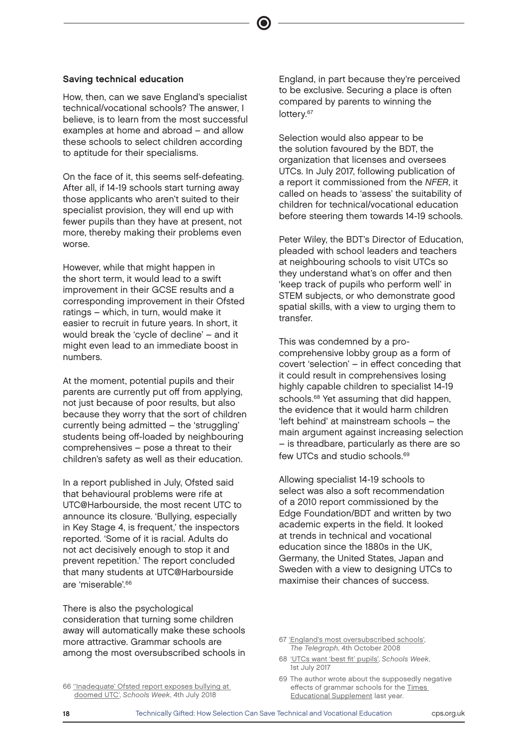### Saving technical education

How, then, can we save England's specialist technical/vocational schools? The answer, I believe, is to learn from the most successful examples at home and abroad – and allow these schools to select children according to aptitude for their specialisms.

On the face of it, this seems self-defeating. After all, if 14-19 schools start turning away those applicants who aren't suited to their specialist provision, they will end up with fewer pupils than they have at present, not more, thereby making their problems even worse.

However, while that might happen in the short term, it would lead to a swift improvement in their GCSE results and a corresponding improvement in their Ofsted ratings – which, in turn, would make it easier to recruit in future years. In short, it would break the 'cycle of decline' – and it might even lead to an immediate boost in numbers.

At the moment, potential pupils and their parents are currently put off from applying, not just because of poor results, but also because they worry that the sort of children currently being admitted – the 'struggling' students being off-loaded by neighbouring comprehensives – pose a threat to their children's safety as well as their education.

In a report published in July, Ofsted said that behavioural problems were rife at UTC@Harbourside, the most recent UTC to announce its closure. 'Bullying, especially in Key Stage 4, is frequent,' the inspectors reported. 'Some of it is racial. Adults do not act decisively enough to stop it and prevent repetition.' The report concluded that many students at UTC@Harbourside are 'miserable'.[66]

There is also the psychological consideration that turning some children away will automatically make these schools more attractive. Grammar schools are among the most oversubscribed schools in England, in part because they're perceived to be exclusive. Securing a place is often compared by parents to winning the lottery.[67]

Selection would also appear to be the solution favoured by the BDT, the organization that licenses and oversees UTCs. In July 2017, following publication of a report it commissioned from the *NFER*, it called on heads to 'assess' the suitability of children for technical/vocational education before steering them towards 14-19 schools.

Peter Wiley, the BDT's Director of Education, pleaded with school leaders and teachers at neighbouring schools to visit UTCs so they understand what's on offer and then 'keep track of pupils who perform well' in STEM subjects, or who demonstrate good spatial skills, with a view to urging them to transfer.

This was condemned by a pro-comprehensive lobby group as a form of covert 'selection' – in effect conceding that it could result in comprehensives losing highly capable children to specialist 14-19 schools.[68] Yet assuming that did happen, the evidence that it would harm children 'left behind' at mainstream schools – the main argument against increasing selection – is threadbare, particularly as there are so few UTCs and studio schools.[69]

Allowing specialist 14-19 schools to select was also a soft recommendation of a 2010 report commissioned by the Edge Foundation/BDT and written by two academic experts in the field. It looked at trends in technical and vocational education since the 1880s in the UK, Germany, the United States, Japan and Sweden with a view to designing UTCs to maximise their chances of success.

---

66 ''Inadequate' Ofsted report exposes bullying at doomed UTC', *Schools Week*, 4th July 2018

67 'England's most oversubscribed schools', *The Telegraph*, 4th October 2008

68 'UTCs want 'best fit' pupils', *Schools Week*, 1st July 2017

69 The author wrote about the supposedly negative effects of grammar schools for the Times Educational Supplement last year.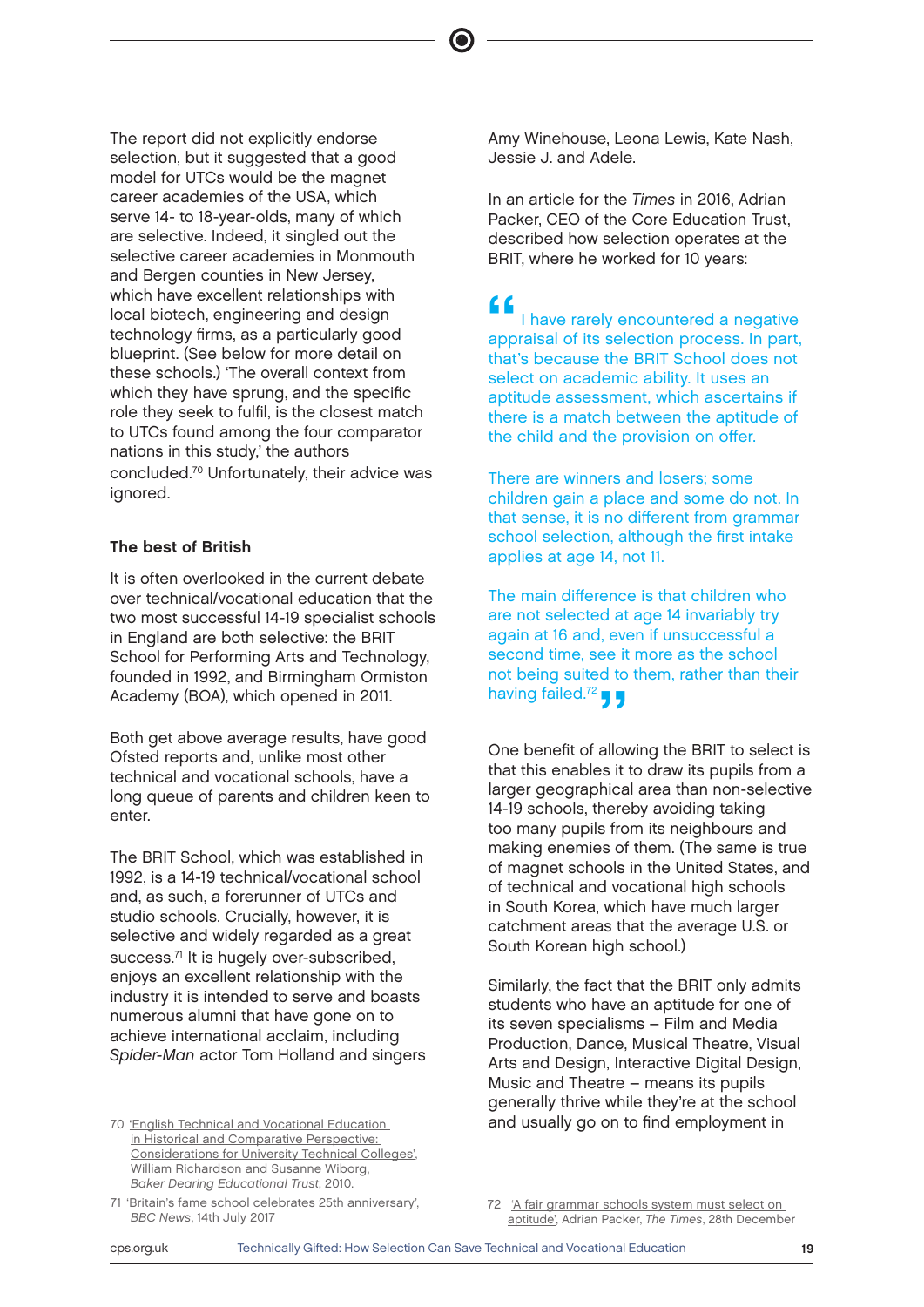The report did not explicitly endorse selection, but it suggested that a good model for UTCs would be the magnet career academies of the USA, which serve 14- to 18-year-olds, many of which are selective. Indeed, it singled out the selective career academies in Monmouth and Bergen counties in New Jersey, which have excellent relationships with local biotech, engineering and design technology firms, as a particularly good blueprint. (See below for more detail on these schools.) 'The overall context from which they have sprung, and the specific role they seek to fulfil, is the closest match to UTCs found among the four comparator nations in this study,' the authors concluded.[70] Unfortunately, their advice was ignored.

### The best of British

It is often overlooked in the current debate over technical/vocational education that the two most successful 14-19 specialist schools in England are both selective: the BRIT School for Performing Arts and Technology, founded in 1992, and Birmingham Ormiston Academy (BOA), which opened in 2011.

Both get above average results, have good Ofsted reports and, unlike most other technical and vocational schools, have a long queue of parents and children keen to enter.

The BRIT School, which was established in 1992, is a 14-19 technical/vocational school and, as such, a forerunner of UTCs and studio schools. Crucially, however, it is selective and widely regarded as a great success.[71] It is hugely over-subscribed, enjoys an excellent relationship with the industry it is intended to serve and boasts numerous alumni that have gone on to achieve international acclaim, including *Spider-Man* actor Tom Holland and singers Amy Winehouse, Leona Lewis, Kate Nash, Jessie J. and Adele.

In an article for the *Times* in 2016, Adrian Packer, CEO of the Core Education Trust, described how selection operates at the BRIT, where he worked for 10 years:

> "I have rarely encountered a negative appraisal of its selection process. In part, that's because the BRIT School does not select on academic ability. It uses an aptitude assessment, which ascertains if there is a match between the aptitude of the child and the provision on offer.
>
> There are winners and losers; some children gain a place and some do not. In that sense, it is no different from grammar school selection, although the first intake applies at age 14, not 11.
>
> The main difference is that children who are not selected at age 14 invariably try again at 16 and, even if unsuccessful a second time, see it more as the school not being suited to them, rather than their having failed.[72]"

One benefit of allowing the BRIT to select is that this enables it to draw its pupils from a larger geographical area than non-selective 14-19 schools, thereby avoiding taking too many pupils from its neighbours and making enemies of them. (The same is true of magnet schools in the United States, and of technical and vocational high schools in South Korea, which have much larger catchment areas that the average U.S. or South Korean high school.)

Similarly, the fact that the BRIT only admits students who have an aptitude for one of its seven specialisms – Film and Media Production, Dance, Musical Theatre, Visual Arts and Design, Interactive Digital Design, Music and Theatre – means its pupils generally thrive while they're at the school and usually go on to find employment in

---

70 'English Technical and Vocational Education in Historical and Comparative Perspective: Considerations for University Technical Colleges', William Richardson and Susanne Wiborg, *Baker Dearing Educational Trust*, 2010.

71 'Britain's fame school celebrates 25th anniversary', *BBC News*, 14th July 2017

72 'A fair grammar schools system must select on aptitude', Adrian Packer, *The Times*, 28th December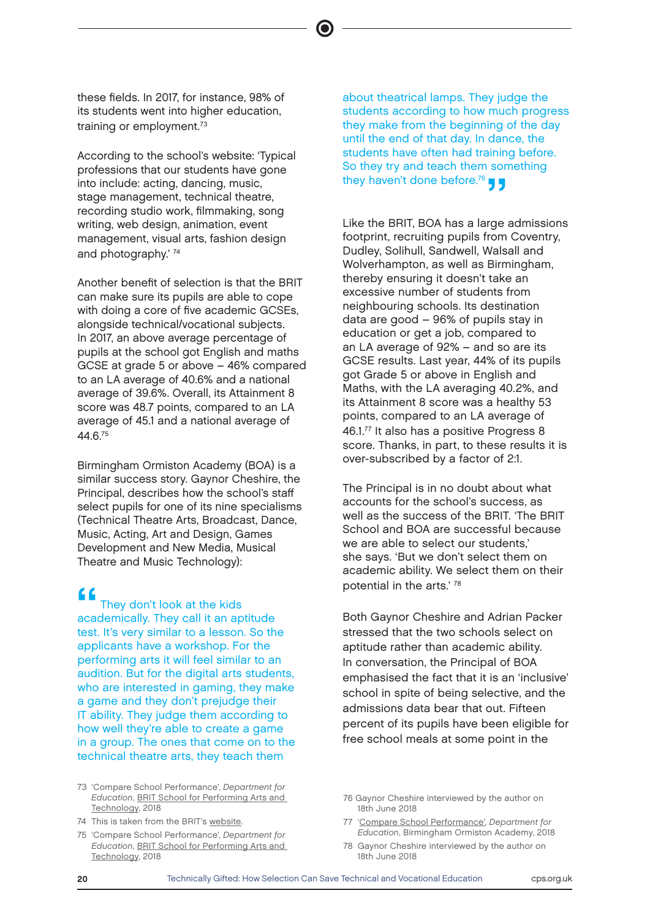these fields. In 2017, for instance, 98% of its students went into higher education, training or employment.[73]

According to the school's website: 'Typical professions that our students have gone into include: acting, dancing, music, stage management, technical theatre, recording studio work, filmmaking, song writing, web design, animation, event management, visual arts, fashion design and photography.'[74]

Another benefit of selection is that the BRIT can make sure its pupils are able to cope with doing a core of five academic GCSEs, alongside technical/vocational subjects. In 2017, an above average percentage of pupils at the school got English and maths GCSE at grade 5 or above – 46% compared to an LA average of 40.6% and a national average of 39.6%. Overall, its Attainment 8 score was 48.7 points, compared to an LA average of 45.1 and a national average of 44.6.[75]

Birmingham Ormiston Academy (BOA) is a similar success story. Gaynor Cheshire, the Principal, describes how the school's staff select pupils for one of its nine specialisms (Technical Theatre Arts, Broadcast, Dance, Music, Acting, Art and Design, Games Development and New Media, Musical Theatre and Music Technology):

> "They don't look at the kids academically. They call it an aptitude test. It's very similar to a lesson. So the applicants have a workshop. For the performing arts it will feel similar to an audition. But for the digital arts students, who are interested in gaming, they make a game and they don't prejudge their IT ability. They judge them according to how well they're able to create a game in a group. The ones that come on to the technical theatre arts, they teach them about theatrical lamps. They judge the students according to how much progress they make from the beginning of the day until the end of that day. In dance, the students have often had training before. So they try and teach them something they haven't done before.[76]"

Like the BRIT, BOA has a large admissions footprint, recruiting pupils from Coventry, Dudley, Solihull, Sandwell, Walsall and Wolverhampton, as well as Birmingham, thereby ensuring it doesn't take an excessive number of students from neighbouring schools. Its destination data are good – 96% of pupils stay in education or get a job, compared to an LA average of 92% – and so are its GCSE results. Last year, 44% of its pupils got Grade 5 or above in English and Maths, with the LA averaging 40.2%, and its Attainment 8 score was a healthy 53 points, compared to an LA average of 46.1.[77] It also has a positive Progress 8 score. Thanks, in part, to these results it is over-subscribed by a factor of 2:1.

The Principal is in no doubt about what accounts for the school's success, as well as the success of the BRIT. 'The BRIT School and BOA are successful because we are able to select our students,' she says. 'But we don't select them on academic ability. We select them on their potential in the arts.'[78]

Both Gaynor Cheshire and Adrian Packer stressed that the two schools select on aptitude rather than academic ability. In conversation, the Principal of BOA emphasised the fact that it is an 'inclusive' school in spite of being selective, and the admissions data bear that out. Fifteen percent of its pupils have been eligible for free school meals at some point in the

---

73 'Compare School Performance', *Department for Education*, BRIT School for Performing Arts and Technology, 2018

74 This is taken from the BRIT's website.

75 'Compare School Performance', *Department for Education*, BRIT School for Performing Arts and Technology, 2018

76 Gaynor Cheshire interviewed by the author on 18th June 2018

77 'Compare School Performance', *Department for Education*, Birmingham Ormiston Academy, 2018

78 Gaynor Cheshire interviewed by the author on 18th June 2018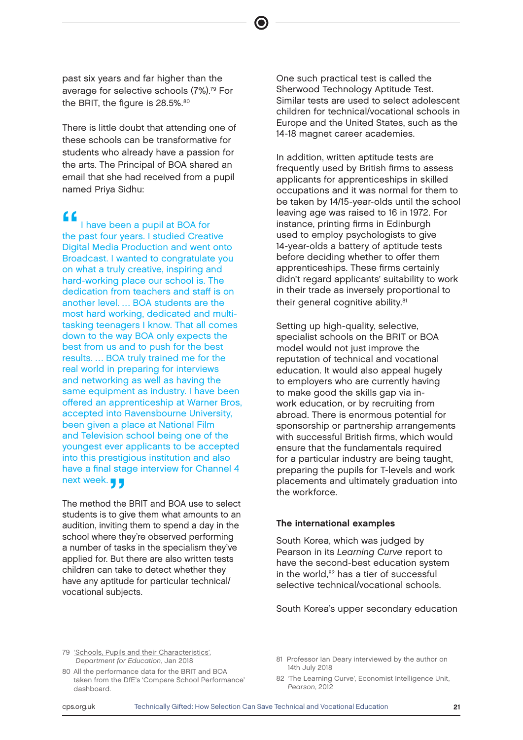past six years and far higher than the average for selective schools (7%).[79] For the BRIT, the figure is 28.5%.[80]

There is little doubt that attending one of these schools can be transformative for students who already have a passion for the arts. The Principal of BOA shared an email that she had received from a pupil named Priya Sidhu:

> "I have been a pupil at BOA for the past four years. I studied Creative Digital Media Production and went onto Broadcast. I wanted to congratulate you on what a truly creative, inspiring and hard-working place our school is. The dedication from teachers and staff is on another level. … BOA students are the most hard working, dedicated and multi-tasking teenagers I know. That all comes down to the way BOA only expects the best from us and to push for the best results. … BOA truly trained me for the real world in preparing for interviews and networking as well as having the same equipment as industry. I have been offered an apprenticeship at Warner Bros, accepted into Ravensbourne University, been given a place at National Film and Television school being one of the youngest ever applicants to be accepted into this prestigious institution and also have a final stage interview for Channel 4 next week."

The method the BRIT and BOA use to select students is to give them what amounts to an audition, inviting them to spend a day in the school where they're observed performing a number of tasks in the specialism they've applied for. But there are also written tests children can take to detect whether they have any aptitude for particular technical/vocational subjects.

One such practical test is called the Sherwood Technology Aptitude Test. Similar tests are used to select adolescent children for technical/vocational schools in Europe and the United States, such as the 14-18 magnet career academies.

In addition, written aptitude tests are frequently used by British firms to assess applicants for apprenticeships in skilled occupations and it was normal for them to be taken by 14/15-year-olds until the school leaving age was raised to 16 in 1972. For instance, printing firms in Edinburgh used to employ psychologists to give 14-year-olds a battery of aptitude tests before deciding whether to offer them apprenticeships. These firms certainly didn't regard applicants' suitability to work in their trade as inversely proportional to their general cognitive ability.[81]

Setting up high-quality, selective, specialist schools on the BRIT or BOA model would not just improve the reputation of technical and vocational education. It would also appeal hugely to employers who are currently having to make good the skills gap via in-work education, or by recruiting from abroad. There is enormous potential for sponsorship or partnership arrangements with successful British firms, which would ensure that the fundamentals required for a particular industry are being taught, preparing the pupils for T-levels and work placements and ultimately graduation into the workforce.

### The international examples

South Korea, which was judged by Pearson in its *Learning Curve* report to have the second-best education system in the world,[82] has a tier of successful selective technical/vocational schools.

South Korea's upper secondary education

---

79 'Schools, Pupils and their Characteristics', *Department for Education*, Jan 2018

80 All the performance data for the BRIT and BOA taken from the DfE's 'Compare School Performance' dashboard.

81 Professor Ian Deary interviewed by the author on 14th July 2018

82 'The Learning Curve', Economist Intelligence Unit, *Pearson*, 2012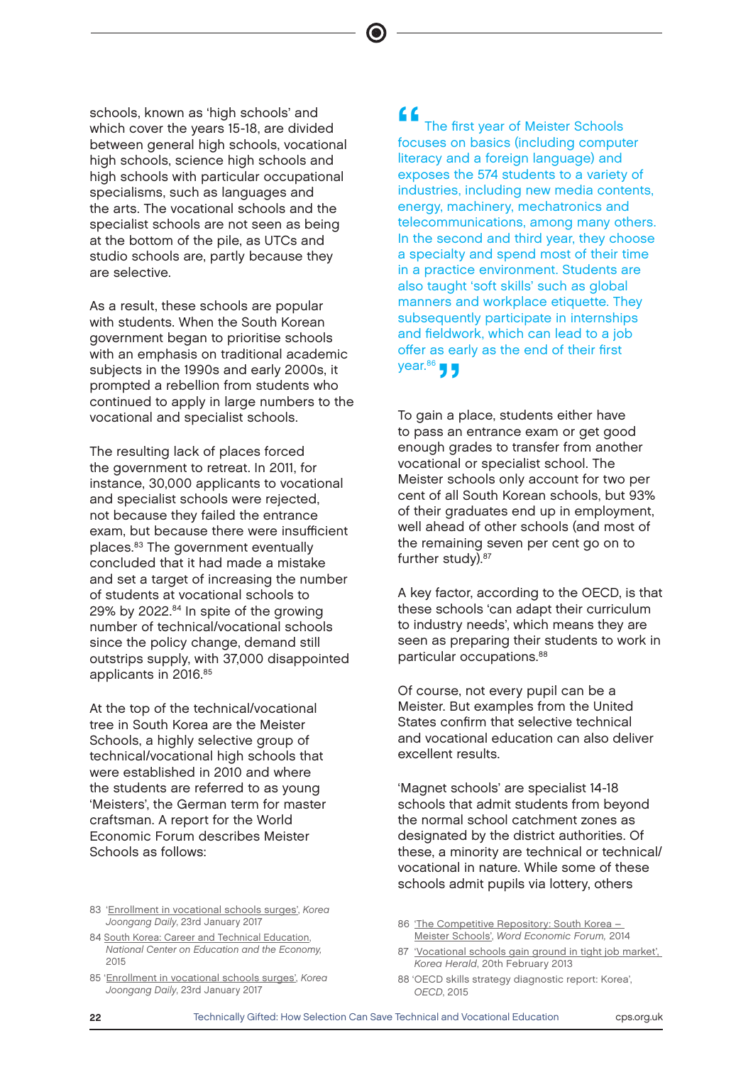schools, known as 'high schools' and which cover the years 15-18, are divided between general high schools, vocational high schools, science high schools and high schools with particular occupational specialisms, such as languages and the arts. The vocational schools and the specialist schools are not seen as being at the bottom of the pile, as UTCs and studio schools are, partly because they are selective.

As a result, these schools are popular with students. When the South Korean government began to prioritise schools with an emphasis on traditional academic subjects in the 1990s and early 2000s, it prompted a rebellion from students who continued to apply in large numbers to the vocational and specialist schools.

The resulting lack of places forced the government to retreat. In 2011, for instance, 30,000 applicants to vocational and specialist schools were rejected, not because they failed the entrance exam, but because there were insufficient places.[83] The government eventually concluded that it had made a mistake and set a target of increasing the number of students at vocational schools to 29% by 2022.[84] In spite of the growing number of technical/vocational schools since the policy change, demand still outstrips supply, with 37,000 disappointed applicants in 2016.[85]

At the top of the technical/vocational tree in South Korea are the Meister Schools, a highly selective group of technical/vocational high schools that were established in 2010 and where the students are referred to as young 'Meisters', the German term for master craftsman. A report for the World Economic Forum describes Meister Schools as follows:

> "The first year of Meister Schools focuses on basics (including computer literacy and a foreign language) and exposes the 574 students to a variety of industries, including new media contents, energy, machinery, mechatronics and telecommunications, among many others. In the second and third year, they choose a specialty and spend most of their time in a practice environment. Students are also taught 'soft skills' such as global manners and workplace etiquette. They subsequently participate in internships and fieldwork, which can lead to a job offer as early as the end of their first year.[86]"

To gain a place, students either have to pass an entrance exam or get good enough grades to transfer from another vocational or specialist school. The Meister schools only account for two per cent of all South Korean schools, but 93% of their graduates end up in employment, well ahead of other schools (and most of the remaining seven per cent go on to further study).[87]

A key factor, according to the OECD, is that these schools 'can adapt their curriculum to industry needs', which means they are seen as preparing their students to work in particular occupations.[88]

Of course, not every pupil can be a Meister. But examples from the United States confirm that selective technical and vocational education can also deliver excellent results.

'Magnet schools' are specialist 14-18 schools that admit students from beyond the normal school catchment zones as designated by the district authorities. Of these, a minority are technical or technical/vocational in nature. While some of these schools admit pupils via lottery, others

83 'Enrollment in vocational schools surges', *Korea Joongang Daily*, 23rd January 2017

84 South Korea: Career and Technical Education, *National Center on Education and the Economy*, 2015

85 'Enrollment in vocational schools surges', *Korea Joongang Daily*, 23rd January 2017

86 'The Competitive Repository: South Korea – Meister Schools', *Word Economic Forum*, 2014

87 'Vocational schools gain ground in tight job market', *Korea Herald*, 20th February 2013

88 'OECD skills strategy diagnostic report: Korea', *OECD*, 2015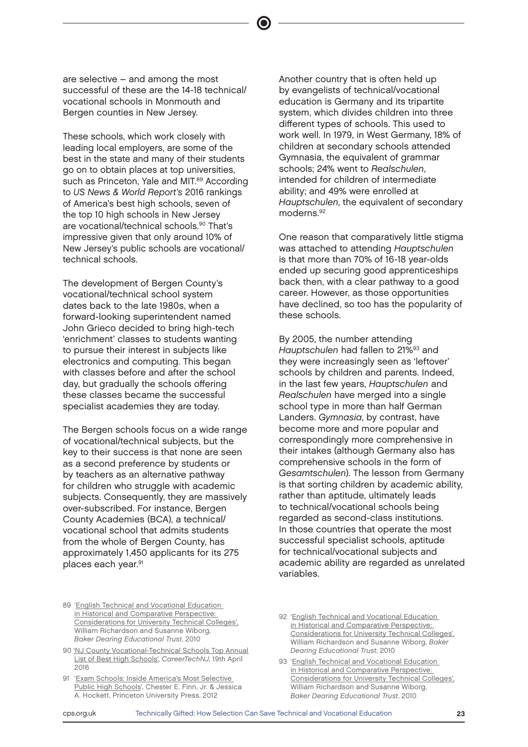are selective – and among the most successful of these are the 14-18 technical/vocational schools in Monmouth and Bergen counties in New Jersey.

These schools, which work closely with leading local employers, are some of the best in the state and many of their students go on to obtain places at top universities, such as Princeton, Yale and MIT.[89] According to *US News & World Report's* 2016 rankings of America's best high schools, seven of the top 10 high schools in New Jersey are vocational/technical schools.[90] That's impressive given that only around 10% of New Jersey's public schools are vocational/technical schools.

The development of Bergen County's vocational/technical school system dates back to the late 1980s, when a forward-looking superintendent named John Grieco decided to bring high-tech 'enrichment' classes to students wanting to pursue their interest in subjects like electronics and computing. This began with classes before and after the school day, but gradually the schools offering these classes became the successful specialist academies they are today.

The Bergen schools focus on a wide range of vocational/technical subjects, but the key to their success is that none are seen as a second preference by students or by teachers as an alternative pathway for children who struggle with academic subjects. Consequently, they are massively over-subscribed. For instance, Bergen County Academies (BCA), a technical/vocational school that admits students from the whole of Bergen County, has approximately 1,450 applicants for its 275 places each year.[91]

Another country that is often held up by evangelists of technical/vocational education is Germany and its tripartite system, which divides children into three different types of schools. This used to work well. In 1979, in West Germany, 18% of children at secondary schools attended Gymnasia, the equivalent of grammar schools; 24% went to *Realschulen*, intended for children of intermediate ability; and 49% were enrolled at *Hauptschulen*, the equivalent of secondary moderns.[92]

One reason that comparatively little stigma was attached to attending *Hauptschulen* is that more than 70% of 16-18 year-olds ended up securing good apprenticeships back then, with a clear pathway to a good career. However, as those opportunities have declined, so too has the popularity of these schools.

By 2005, the number attending *Hauptschulen* had fallen to 21%[93] and they were increasingly seen as 'leftover' schools by children and parents. Indeed, in the last few years, *Hauptschulen* and *Realschulen* have merged into a single school type in more than half German Landers. *Gymnasia*, by contrast, have become more and more popular and correspondingly more comprehensive in their intakes (although Germany also has comprehensive schools in the form of *Gesamtschulen*). The lesson from Germany is that sorting children by academic ability, rather than aptitude, ultimately leads to technical/vocational schools being regarded as second-class institutions. In those countries that operate the most successful specialist schools, aptitude for technical/vocational subjects and academic ability are regarded as unrelated variables.

---

89 'English Technical and Vocational Education in Historical and Comparative Perspective: Considerations for University Technical Colleges', William Richardson and Susanne Wiborg, *Baker Dearing Educational Trust*, 2010

90 'NJ County Vocational-Technical Schools Top Annual List of Best High Schools', *CareerTechNJ*, 19th April 2016

91 'Exam Schools: Inside America's Most Selective Public High Schools', Chester E. Finn, Jr. & Jessica A. Hockett, Princeton University Press, 2012

92 'English Technical and Vocational Education in Historical and Comparative Perspective: Considerations for University Technical Colleges', William Richardson and Susanne Wiborg, *Baker Dearing Educational Trust*, 2010

93 'English Technical and Vocational Education in Historical and Comparative Perspective: Considerations for University Technical Colleges', William Richardson and Susanne Wiborg, *Baker Dearing Educational Trust*, 2010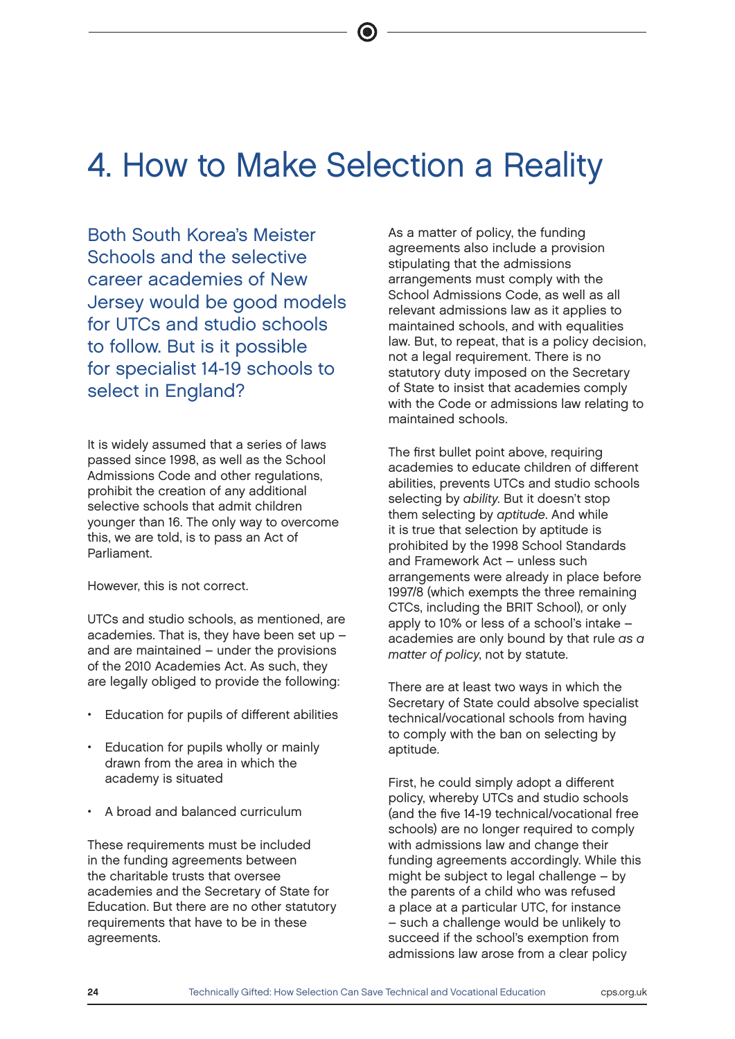# 4. How to Make Selection a Reality

## Both South Korea's Meister Schools and the selective career academies of New Jersey would be good models for UTCs and studio schools to follow. But is it possible for specialist 14-19 schools to select in England?

It is widely assumed that a series of laws passed since 1998, as well as the School Admissions Code and other regulations, prohibit the creation of any additional selective schools that admit children younger than 16. The only way to overcome this, we are told, is to pass an Act of Parliament.

However, this is not correct.

UTCs and studio schools, as mentioned, are academies. That is, they have been set up – and are maintained – under the provisions of the 2010 Academies Act. As such, they are legally obliged to provide the following:

- Education for pupils of different abilities
- Education for pupils wholly or mainly drawn from the area in which the academy is situated
- A broad and balanced curriculum

These requirements must be included in the funding agreements between the charitable trusts that oversee academies and the Secretary of State for Education. But there are no other statutory requirements that have to be in these agreements.

As a matter of policy, the funding agreements also include a provision stipulating that the admissions arrangements must comply with the School Admissions Code, as well as all relevant admissions law as it applies to maintained schools, and with equalities law. But, to repeat, that is a policy decision, not a legal requirement. There is no statutory duty imposed on the Secretary of State to insist that academies comply with the Code or admissions law relating to maintained schools.

The first bullet point above, requiring academies to educate children of different abilities, prevents UTCs and studio schools selecting by *ability*. But it doesn't stop them selecting by *aptitude*. And while it is true that selection by aptitude is prohibited by the 1998 School Standards and Framework Act – unless such arrangements were already in place before 1997/8 (which exempts the three remaining CTCs, including the BRIT School), or only apply to 10% or less of a school's intake – academies are only bound by that rule *as a matter of policy*, not by statute.

There are at least two ways in which the Secretary of State could absolve specialist technical/vocational schools from having to comply with the ban on selecting by aptitude.

First, he could simply adopt a different policy, whereby UTCs and studio schools (and the five 14-19 technical/vocational free schools) are no longer required to comply with admissions law and change their funding agreements accordingly. While this might be subject to legal challenge – by the parents of a child who was refused a place at a particular UTC, for instance – such a challenge would be unlikely to succeed if the school's exemption from admissions law arose from a clear policy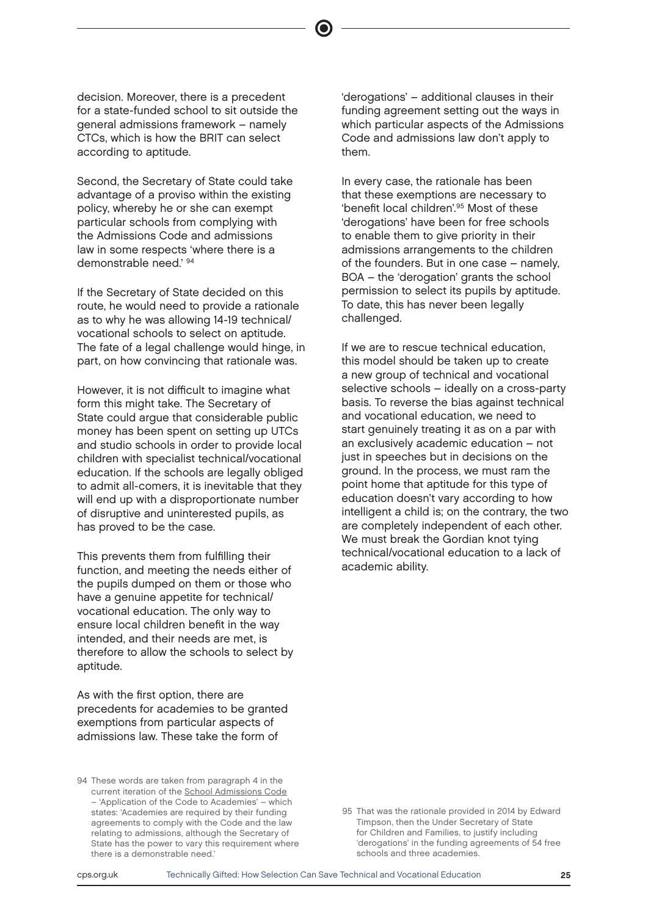decision. Moreover, there is a precedent for a state-funded school to sit outside the general admissions framework – namely CTCs, which is how the BRIT can select according to aptitude.

Second, the Secretary of State could take advantage of a proviso within the existing policy, whereby he or she can exempt particular schools from complying with the Admissions Code and admissions law in some respects 'where there is a demonstrable need.' [94]

If the Secretary of State decided on this route, he would need to provide a rationale as to why he was allowing 14-19 technical/vocational schools to select on aptitude. The fate of a legal challenge would hinge, in part, on how convincing that rationale was.

However, it is not difficult to imagine what form this might take. The Secretary of State could argue that considerable public money has been spent on setting up UTCs and studio schools in order to provide local children with specialist technical/vocational education. If the schools are legally obliged to admit all-comers, it is inevitable that they will end up with a disproportionate number of disruptive and uninterested pupils, as has proved to be the case.

This prevents them from fulfilling their function, and meeting the needs either of the pupils dumped on them or those who have a genuine appetite for technical/vocational education. The only way to ensure local children benefit in the way intended, and their needs are met, is therefore to allow the schools to select by aptitude.

As with the first option, there are precedents for academies to be granted exemptions from particular aspects of admissions law. These take the form of 'derogations' – additional clauses in their funding agreement setting out the ways in which particular aspects of the Admissions Code and admissions law don't apply to them.

In every case, the rationale has been that these exemptions are necessary to 'benefit local children'.[95] Most of these 'derogations' have been for free schools to enable them to give priority in their admissions arrangements to the children of the founders. But in one case – namely, BOA – the 'derogation' grants the school permission to select its pupils by aptitude. To date, this has never been legally challenged.

If we are to rescue technical education, this model should be taken up to create a new group of technical and vocational selective schools – ideally on a cross-party basis. To reverse the bias against technical and vocational education, we need to start genuinely treating it as on a par with an exclusively academic education – not just in speeches but in decisions on the ground. In the process, we must ram the point home that aptitude for this type of education doesn't vary according to how intelligent a child is; on the contrary, the two are completely independent of each other. We must break the Gordian knot tying technical/vocational education to a lack of academic ability.

---

94 These words are taken from paragraph 4 in the current iteration of the School Admissions Code – 'Application of the Code to Academies' – which states: 'Academies are required by their funding agreements to comply with the Code and the law relating to admissions, although the Secretary of State has the power to vary this requirement where there is a demonstrable need.'

95 That was the rationale provided in 2014 by Edward Timpson, then the Under Secretary of State for Children and Families, to justify including 'derogations' in the funding agreements of 54 free schools and three academies.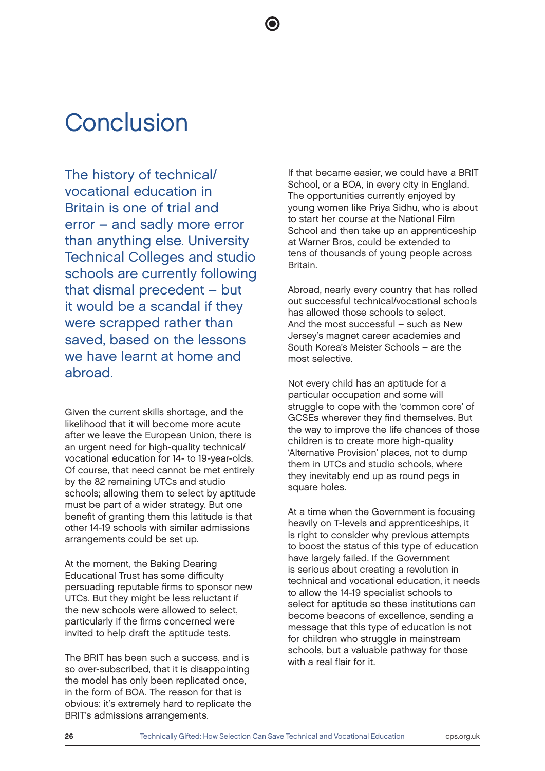# Conclusion

The history of technical/vocational education in Britain is one of trial and error – and sadly more error than anything else. University Technical Colleges and studio schools are currently following that dismal precedent – but it would be a scandal if they were scrapped rather than saved, based on the lessons we have learnt at home and abroad.

Given the current skills shortage, and the likelihood that it will become more acute after we leave the European Union, there is an urgent need for high-quality technical/vocational education for 14- to 19-year-olds. Of course, that need cannot be met entirely by the 82 remaining UTCs and studio schools; allowing them to select by aptitude must be part of a wider strategy. But one benefit of granting them this latitude is that other 14-19 schools with similar admissions arrangements could be set up.

At the moment, the Baking Dearing Educational Trust has some difficulty persuading reputable firms to sponsor new UTCs. But they might be less reluctant if the new schools were allowed to select, particularly if the firms concerned were invited to help draft the aptitude tests.

The BRIT has been such a success, and is so over-subscribed, that it is disappointing the model has only been replicated once, in the form of BOA. The reason for that is obvious: it's extremely hard to replicate the BRIT's admissions arrangements.

If that became easier, we could have a BRIT School, or a BOA, in every city in England. The opportunities currently enjoyed by young women like Priya Sidhu, who is about to start her course at the National Film School and then take up an apprenticeship at Warner Bros, could be extended to tens of thousands of young people across Britain.

Abroad, nearly every country that has rolled out successful technical/vocational schools has allowed those schools to select. And the most successful – such as New Jersey's magnet career academies and South Korea's Meister Schools – are the most selective.

Not every child has an aptitude for a particular occupation and some will struggle to cope with the 'common core' of GCSEs wherever they find themselves. But the way to improve the life chances of those children is to create more high-quality 'Alternative Provision' places, not to dump them in UTCs and studio schools, where they inevitably end up as round pegs in square holes.

At a time when the Government is focusing heavily on T-levels and apprenticeships, it is right to consider why previous attempts to boost the status of this type of education have largely failed. If the Government is serious about creating a revolution in technical and vocational education, it needs to allow the 14-19 specialist schools to select for aptitude so these institutions can become beacons of excellence, sending a message that this type of education is not for children who struggle in mainstream schools, but a valuable pathway for those with a real flair for it.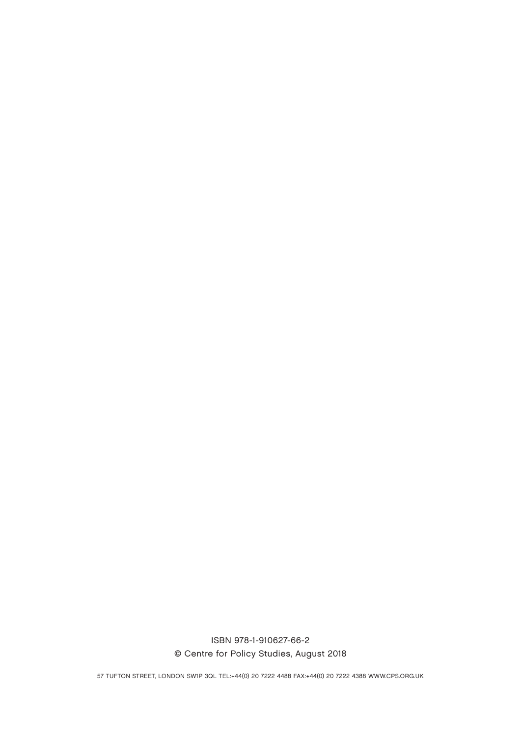ISBN 978-1-910627-66-2

© Centre for Policy Studies, August 2018

57 TUFTON STREET, LONDON SW1P 3QL TEL:+44(0) 20 7222 4488 FAX:+44(0) 20 7222 4388 WWW.CPS.ORG.UK